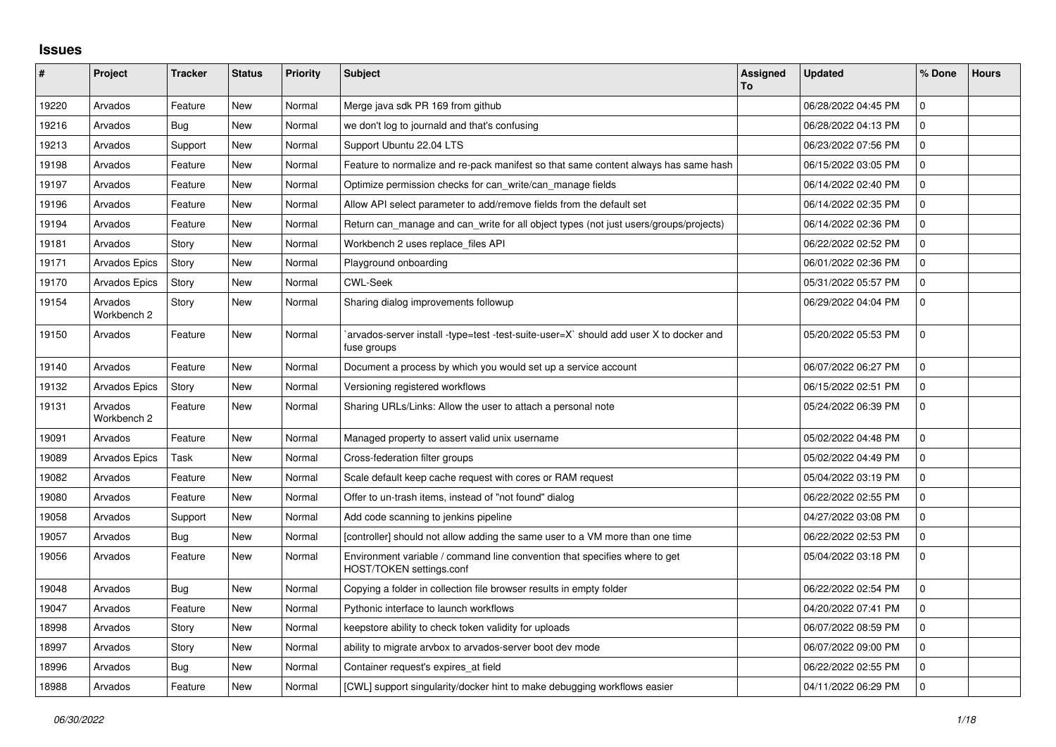# Issues

| # | Project | Tracker | Status | Priority | Subject | Assigned To | Updated | % Done | Hours |
|---|---|---|---|---|---|---|---|---|---|
| 19220 | Arvados | Feature | New | Normal | Merge java sdk PR 169 from github | | 06/28/2022 04:45 PM | 0 | |
| 19216 | Arvados | Bug | New | Normal | we don't log to journald and that's confusing | | 06/28/2022 04:13 PM | 0 | |
| 19213 | Arvados | Support | New | Normal | Support Ubuntu 22.04 LTS | | 06/23/2022 07:56 PM | 0 | |
| 19198 | Arvados | Feature | New | Normal | Feature to normalize and re-pack manifest so that same content always has same hash | | 06/15/2022 03:05 PM | 0 | |
| 19197 | Arvados | Feature | New | Normal | Optimize permission checks for can_write/can_manage fields | | 06/14/2022 02:40 PM | 0 | |
| 19196 | Arvados | Feature | New | Normal | Allow API select parameter to add/remove fields from the default set | | 06/14/2022 02:35 PM | 0 | |
| 19194 | Arvados | Feature | New | Normal | Return can_manage and can_write for all object types (not just users/groups/projects) | | 06/14/2022 02:36 PM | 0 | |
| 19181 | Arvados | Story | New | Normal | Workbench 2 uses replace_files API | | 06/22/2022 02:52 PM | 0 | |
| 19171 | Arvados Epics | Story | New | Normal | Playground onboarding | | 06/01/2022 02:36 PM | 0 | |
| 19170 | Arvados Epics | Story | New | Normal | CWL-Seek | | 05/31/2022 05:57 PM | 0 | |
| 19154 | Arvados Workbench 2 | Story | New | Normal | Sharing dialog improvements followup | | 06/29/2022 04:04 PM | 0 | |
| 19150 | Arvados | Feature | New | Normal | `arvados-server install -type=test -test-suite-user=X` should add user X to docker and fuse groups | | 05/20/2022 05:53 PM | 0 | |
| 19140 | Arvados | Feature | New | Normal | Document a process by which you would set up a service account | | 06/07/2022 06:27 PM | 0 | |
| 19132 | Arvados Epics | Story | New | Normal | Versioning registered workflows | | 06/15/2022 02:51 PM | 0 | |
| 19131 | Arvados Workbench 2 | Feature | New | Normal | Sharing URLs/Links: Allow the user to attach a personal note | | 05/24/2022 06:39 PM | 0 | |
| 19091 | Arvados | Feature | New | Normal | Managed property to assert valid unix username | | 05/02/2022 04:48 PM | 0 | |
| 19089 | Arvados Epics | Task | New | Normal | Cross-federation filter groups | | 05/02/2022 04:49 PM | 0 | |
| 19082 | Arvados | Feature | New | Normal | Scale default keep cache request with cores or RAM request | | 05/04/2022 03:19 PM | 0 | |
| 19080 | Arvados | Feature | New | Normal | Offer to un-trash items, instead of "not found" dialog | | 06/22/2022 02:55 PM | 0 | |
| 19058 | Arvados | Support | New | Normal | Add code scanning to jenkins pipeline | | 04/27/2022 03:08 PM | 0 | |
| 19057 | Arvados | Bug | New | Normal | [controller] should not allow adding the same user to a VM more than one time | | 06/22/2022 02:53 PM | 0 | |
| 19056 | Arvados | Feature | New | Normal | Environment variable / command line convention that specifies where to get HOST/TOKEN settings.conf | | 05/04/2022 03:18 PM | 0 | |
| 19048 | Arvados | Bug | New | Normal | Copying a folder in collection file browser results in empty folder | | 06/22/2022 02:54 PM | 0 | |
| 19047 | Arvados | Feature | New | Normal | Pythonic interface to launch workflows | | 04/20/2022 07:41 PM | 0 | |
| 18998 | Arvados | Story | New | Normal | keepstore ability to check token validity for uploads | | 06/07/2022 08:59 PM | 0 | |
| 18997 | Arvados | Story | New | Normal | ability to migrate arvbox to arvados-server boot dev mode | | 06/07/2022 09:00 PM | 0 | |
| 18996 | Arvados | Bug | New | Normal | Container request's expires_at field | | 06/22/2022 02:55 PM | 0 | |
| 18988 | Arvados | Feature | New | Normal | [CWL] support singularity/docker hint to make debugging workflows easier | | 04/11/2022 06:29 PM | 0 | |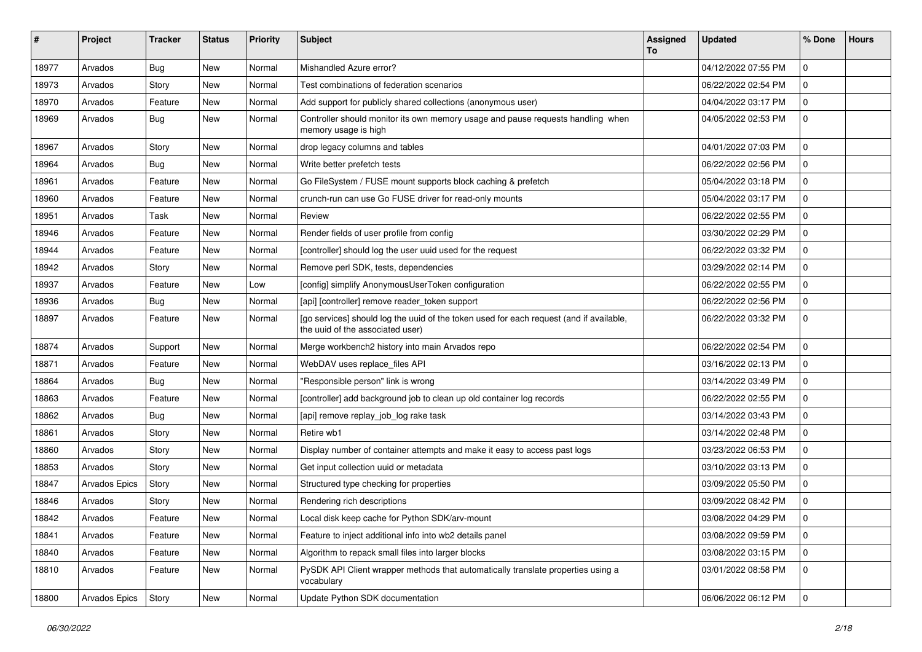| # | Project | Tracker | Status | Priority | Subject | Assigned To | Updated | % Done | Hours |
|---|---|---|---|---|---|---|---|---|---|
| 18977 | Arvados | Bug | New | Normal | Mishandled Azure error? | | 04/12/2022 07:55 PM | 0 | |
| 18973 | Arvados | Story | New | Normal | Test combinations of federation scenarios | | 06/22/2022 02:54 PM | 0 | |
| 18970 | Arvados | Feature | New | Normal | Add support for publicly shared collections (anonymous user) | | 04/04/2022 03:17 PM | 0 | |
| 18969 | Arvados | Bug | New | Normal | Controller should monitor its own memory usage and pause requests handling when memory usage is high | | 04/05/2022 02:53 PM | 0 | |
| 18967 | Arvados | Story | New | Normal | drop legacy columns and tables | | 04/01/2022 07:03 PM | 0 | |
| 18964 | Arvados | Bug | New | Normal | Write better prefetch tests | | 06/22/2022 02:56 PM | 0 | |
| 18961 | Arvados | Feature | New | Normal | Go FileSystem / FUSE mount supports block caching & prefetch | | 05/04/2022 03:18 PM | 0 | |
| 18960 | Arvados | Feature | New | Normal | crunch-run can use Go FUSE driver for read-only mounts | | 05/04/2022 03:17 PM | 0 | |
| 18951 | Arvados | Task | New | Normal | Review | | 06/22/2022 02:55 PM | 0 | |
| 18946 | Arvados | Feature | New | Normal | Render fields of user profile from config | | 03/30/2022 02:29 PM | 0 | |
| 18944 | Arvados | Feature | New | Normal | [controller] should log the user uuid used for the request | | 06/22/2022 03:32 PM | 0 | |
| 18942 | Arvados | Story | New | Normal | Remove perl SDK, tests, dependencies | | 03/29/2022 02:14 PM | 0 | |
| 18937 | Arvados | Feature | New | Low | [config] simplify AnonymousUserToken configuration | | 06/22/2022 02:55 PM | 0 | |
| 18936 | Arvados | Bug | New | Normal | [api] [controller] remove reader_token support | | 06/22/2022 02:56 PM | 0 | |
| 18897 | Arvados | Feature | New | Normal | [go services] should log the uuid of the token used for each request (and if available, the uuid of the associated user) | | 06/22/2022 03:32 PM | 0 | |
| 18874 | Arvados | Support | New | Normal | Merge workbench2 history into main Arvados repo | | 06/22/2022 02:54 PM | 0 | |
| 18871 | Arvados | Feature | New | Normal | WebDAV uses replace_files API | | 03/16/2022 02:13 PM | 0 | |
| 18864 | Arvados | Bug | New | Normal | "Responsible person" link is wrong | | 03/14/2022 03:49 PM | 0 | |
| 18863 | Arvados | Feature | New | Normal | [controller] add background job to clean up old container log records | | 06/22/2022 02:55 PM | 0 | |
| 18862 | Arvados | Bug | New | Normal | [api] remove replay_job_log rake task | | 03/14/2022 03:43 PM | 0 | |
| 18861 | Arvados | Story | New | Normal | Retire wb1 | | 03/14/2022 02:48 PM | 0 | |
| 18860 | Arvados | Story | New | Normal | Display number of container attempts and make it easy to access past logs | | 03/23/2022 06:53 PM | 0 | |
| 18853 | Arvados | Story | New | Normal | Get input collection uuid or metadata | | 03/10/2022 03:13 PM | 0 | |
| 18847 | Arvados Epics | Story | New | Normal | Structured type checking for properties | | 03/09/2022 05:50 PM | 0 | |
| 18846 | Arvados | Story | New | Normal | Rendering rich descriptions | | 03/09/2022 08:42 PM | 0 | |
| 18842 | Arvados | Feature | New | Normal | Local disk keep cache for Python SDK/arv-mount | | 03/08/2022 04:29 PM | 0 | |
| 18841 | Arvados | Feature | New | Normal | Feature to inject additional info into wb2 details panel | | 03/08/2022 09:59 PM | 0 | |
| 18840 | Arvados | Feature | New | Normal | Algorithm to repack small files into larger blocks | | 03/08/2022 03:15 PM | 0 | |
| 18810 | Arvados | Feature | New | Normal | PySDK API Client wrapper methods that automatically translate properties using a vocabulary | | 03/01/2022 08:58 PM | 0 | |
| 18800 | Arvados Epics | Story | New | Normal | Update Python SDK documentation | | 06/06/2022 06:12 PM | 0 | |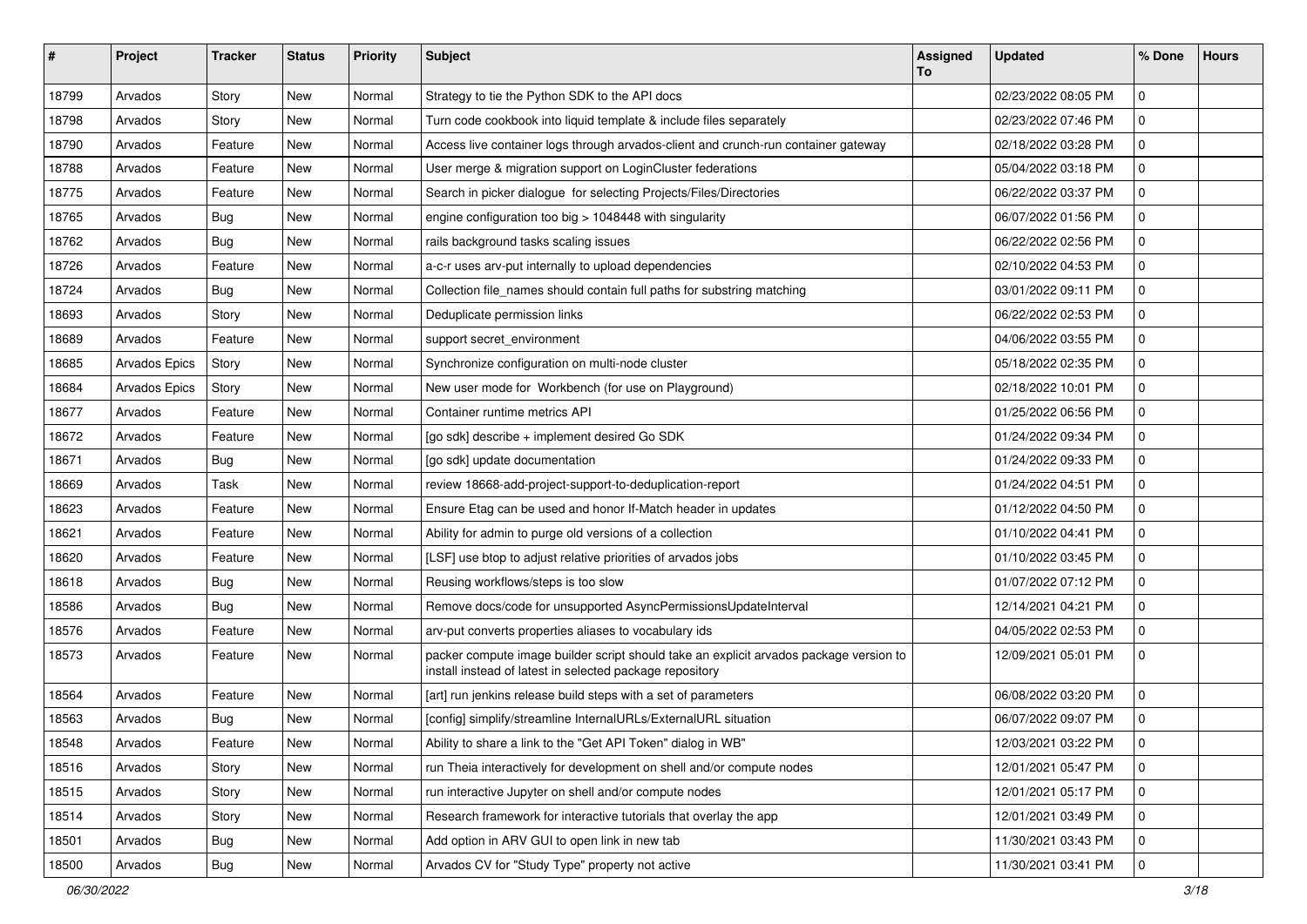| # | Project | Tracker | Status | Priority | Subject | Assigned To | Updated | % Done | Hours |
|---|---|---|---|---|---|---|---|---|---|
| 18799 | Arvados | Story | New | Normal | Strategy to tie the Python SDK to the API docs | | 02/23/2022 08:05 PM | 0 | |
| 18798 | Arvados | Story | New | Normal | Turn code cookbook into liquid template & include files separately | | 02/23/2022 07:46 PM | 0 | |
| 18790 | Arvados | Feature | New | Normal | Access live container logs through arvados-client and crunch-run container gateway | | 02/18/2022 03:28 PM | 0 | |
| 18788 | Arvados | Feature | New | Normal | User merge & migration support on LoginCluster federations | | 05/04/2022 03:18 PM | 0 | |
| 18775 | Arvados | Feature | New | Normal | Search in picker dialogue for selecting Projects/Files/Directories | | 06/22/2022 03:37 PM | 0 | |
| 18765 | Arvados | Bug | New | Normal | engine configuration too big > 1048448 with singularity | | 06/07/2022 01:56 PM | 0 | |
| 18762 | Arvados | Bug | New | Normal | rails background tasks scaling issues | | 06/22/2022 02:56 PM | 0 | |
| 18726 | Arvados | Feature | New | Normal | a-c-r uses arv-put internally to upload dependencies | | 02/10/2022 04:53 PM | 0 | |
| 18724 | Arvados | Bug | New | Normal | Collection file_names should contain full paths for substring matching | | 03/01/2022 09:11 PM | 0 | |
| 18693 | Arvados | Story | New | Normal | Deduplicate permission links | | 06/22/2022 02:53 PM | 0 | |
| 18689 | Arvados | Feature | New | Normal | support secret_environment | | 04/06/2022 03:55 PM | 0 | |
| 18685 | Arvados Epics | Story | New | Normal | Synchronize configuration on multi-node cluster | | 05/18/2022 02:35 PM | 0 | |
| 18684 | Arvados Epics | Story | New | Normal | New user mode for Workbench (for use on Playground) | | 02/18/2022 10:01 PM | 0 | |
| 18677 | Arvados | Feature | New | Normal | Container runtime metrics API | | 01/25/2022 06:56 PM | 0 | |
| 18672 | Arvados | Feature | New | Normal | [go sdk] describe + implement desired Go SDK | | 01/24/2022 09:34 PM | 0 | |
| 18671 | Arvados | Bug | New | Normal | [go sdk] update documentation | | 01/24/2022 09:33 PM | 0 | |
| 18669 | Arvados | Task | New | Normal | review 18668-add-project-support-to-deduplication-report | | 01/24/2022 04:51 PM | 0 | |
| 18623 | Arvados | Feature | New | Normal | Ensure Etag can be used and honor If-Match header in updates | | 01/12/2022 04:50 PM | 0 | |
| 18621 | Arvados | Feature | New | Normal | Ability for admin to purge old versions of a collection | | 01/10/2022 04:41 PM | 0 | |
| 18620 | Arvados | Feature | New | Normal | [LSF] use btop to adjust relative priorities of arvados jobs | | 01/10/2022 03:45 PM | 0 | |
| 18618 | Arvados | Bug | New | Normal | Reusing workflows/steps is too slow | | 01/07/2022 07:12 PM | 0 | |
| 18586 | Arvados | Bug | New | Normal | Remove docs/code for unsupported AsyncPermissionsUpdateInterval | | 12/14/2021 04:21 PM | 0 | |
| 18576 | Arvados | Feature | New | Normal | arv-put converts properties aliases to vocabulary ids | | 04/05/2022 02:53 PM | 0 | |
| 18573 | Arvados | Feature | New | Normal | packer compute image builder script should take an explicit arvados package version to install instead of latest in selected package repository | | 12/09/2021 05:01 PM | 0 | |
| 18564 | Arvados | Feature | New | Normal | [art] run jenkins release build steps with a set of parameters | | 06/08/2022 03:20 PM | 0 | |
| 18563 | Arvados | Bug | New | Normal | [config] simplify/streamline InternalURLs/ExternalURL situation | | 06/07/2022 09:07 PM | 0 | |
| 18548 | Arvados | Feature | New | Normal | Ability to share a link to the "Get API Token" dialog in WB" | | 12/03/2021 03:22 PM | 0 | |
| 18516 | Arvados | Story | New | Normal | run Theia interactively for development on shell and/or compute nodes | | 12/01/2021 05:47 PM | 0 | |
| 18515 | Arvados | Story | New | Normal | run interactive Jupyter on shell and/or compute nodes | | 12/01/2021 05:17 PM | 0 | |
| 18514 | Arvados | Story | New | Normal | Research framework for interactive tutorials that overlay the app | | 12/01/2021 03:49 PM | 0 | |
| 18501 | Arvados | Bug | New | Normal | Add option in ARV GUI to open link in new tab | | 11/30/2021 03:43 PM | 0 | |
| 18500 | Arvados | Bug | New | Normal | Arvados CV for "Study Type" property not active | | 11/30/2021 03:41 PM | 0 | |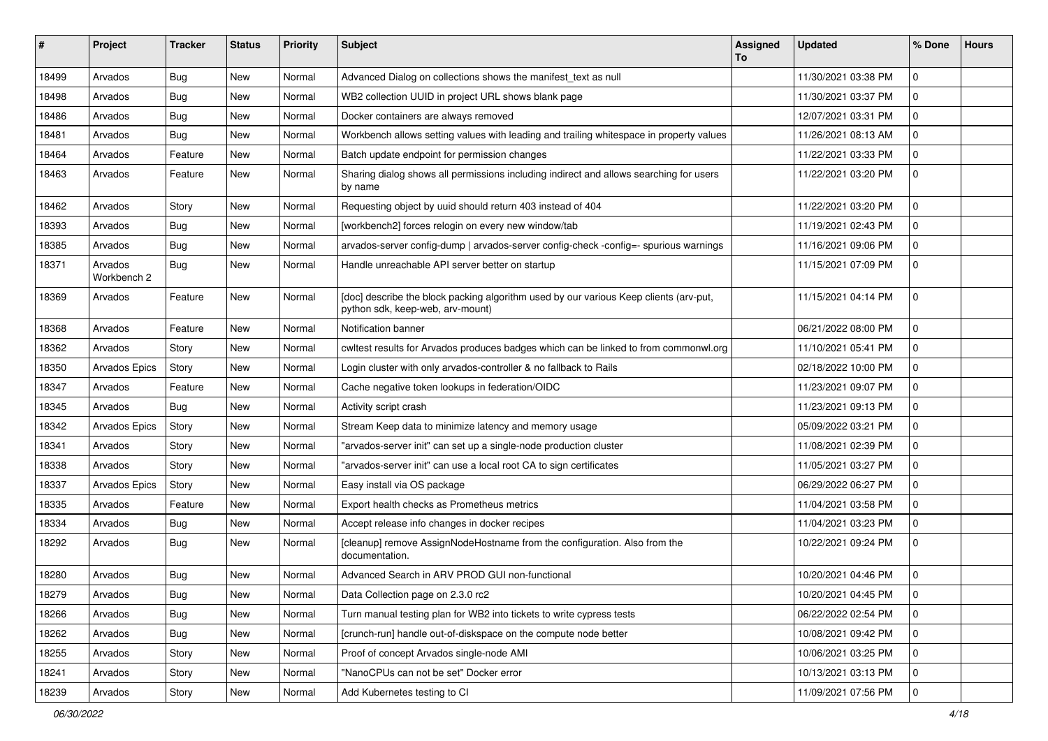| # | Project | Tracker | Status | Priority | Subject | Assigned To | Updated | % Done | Hours |
|---|---|---|---|---|---|---|---|---|---|
| 18499 | Arvados | Bug | New | Normal | Advanced Dialog on collections shows the manifest_text as null | | 11/30/2021 03:38 PM | 0 | |
| 18498 | Arvados | Bug | New | Normal | WB2 collection UUID in project URL shows blank page | | 11/30/2021 03:37 PM | 0 | |
| 18486 | Arvados | Bug | New | Normal | Docker containers are always removed | | 12/07/2021 03:31 PM | 0 | |
| 18481 | Arvados | Bug | New | Normal | Workbench allows setting values with leading and trailing whitespace in property values | | 11/26/2021 08:13 AM | 0 | |
| 18464 | Arvados | Feature | New | Normal | Batch update endpoint for permission changes | | 11/22/2021 03:33 PM | 0 | |
| 18463 | Arvados | Feature | New | Normal | Sharing dialog shows all permissions including indirect and allows searching for users by name | | 11/22/2021 03:20 PM | 0 | |
| 18462 | Arvados | Story | New | Normal | Requesting object by uuid should return 403 instead of 404 | | 11/22/2021 03:20 PM | 0 | |
| 18393 | Arvados | Bug | New | Normal | [workbench2] forces relogin on every new window/tab | | 11/19/2021 02:43 PM | 0 | |
| 18385 | Arvados | Bug | New | Normal | arvados-server config-dump \| arvados-server config-check -config=- spurious warnings | | 11/16/2021 09:06 PM | 0 | |
| 18371 | Arvados Workbench 2 | Bug | New | Normal | Handle unreachable API server better on startup | | 11/15/2021 07:09 PM | 0 | |
| 18369 | Arvados | Feature | New | Normal | [doc] describe the block packing algorithm used by our various Keep clients (arv-put, python sdk, keep-web, arv-mount) | | 11/15/2021 04:14 PM | 0 | |
| 18368 | Arvados | Feature | New | Normal | Notification banner | | 06/21/2022 08:00 PM | 0 | |
| 18362 | Arvados | Story | New | Normal | cwltest results for Arvados produces badges which can be linked to from commonwl.org | | 11/10/2021 05:41 PM | 0 | |
| 18350 | Arvados Epics | Story | New | Normal | Login cluster with only arvados-controller & no fallback to Rails | | 02/18/2022 10:00 PM | 0 | |
| 18347 | Arvados | Feature | New | Normal | Cache negative token lookups in federation/OIDC | | 11/23/2021 09:07 PM | 0 | |
| 18345 | Arvados | Bug | New | Normal | Activity script crash | | 11/23/2021 09:13 PM | 0 | |
| 18342 | Arvados Epics | Story | New | Normal | Stream Keep data to minimize latency and memory usage | | 05/09/2022 03:21 PM | 0 | |
| 18341 | Arvados | Story | New | Normal | "arvados-server init" can set up a single-node production cluster | | 11/08/2021 02:39 PM | 0 | |
| 18338 | Arvados | Story | New | Normal | "arvados-server init" can use a local root CA to sign certificates | | 11/05/2021 03:27 PM | 0 | |
| 18337 | Arvados Epics | Story | New | Normal | Easy install via OS package | | 06/29/2022 06:27 PM | 0 | |
| 18335 | Arvados | Feature | New | Normal | Export health checks as Prometheus metrics | | 11/04/2021 03:58 PM | 0 | |
| 18334 | Arvados | Bug | New | Normal | Accept release info changes in docker recipes | | 11/04/2021 03:23 PM | 0 | |
| 18292 | Arvados | Bug | New | Normal | [cleanup] remove AssignNodeHostname from the configuration. Also from the documentation. | | 10/22/2021 09:24 PM | 0 | |
| 18280 | Arvados | Bug | New | Normal | Advanced Search in ARV PROD GUI non-functional | | 10/20/2021 04:46 PM | 0 | |
| 18279 | Arvados | Bug | New | Normal | Data Collection page on 2.3.0 rc2 | | 10/20/2021 04:45 PM | 0 | |
| 18266 | Arvados | Bug | New | Normal | Turn manual testing plan for WB2 into tickets to write cypress tests | | 06/22/2022 02:54 PM | 0 | |
| 18262 | Arvados | Bug | New | Normal | [crunch-run] handle out-of-diskspace on the compute node better | | 10/08/2021 09:42 PM | 0 | |
| 18255 | Arvados | Story | New | Normal | Proof of concept Arvados single-node AMI | | 10/06/2021 03:25 PM | 0 | |
| 18241 | Arvados | Story | New | Normal | "NanoCPUs can not be set" Docker error | | 10/13/2021 03:13 PM | 0 | |
| 18239 | Arvados | Story | New | Normal | Add Kubernetes testing to CI | | 11/09/2021 07:56 PM | 0 | |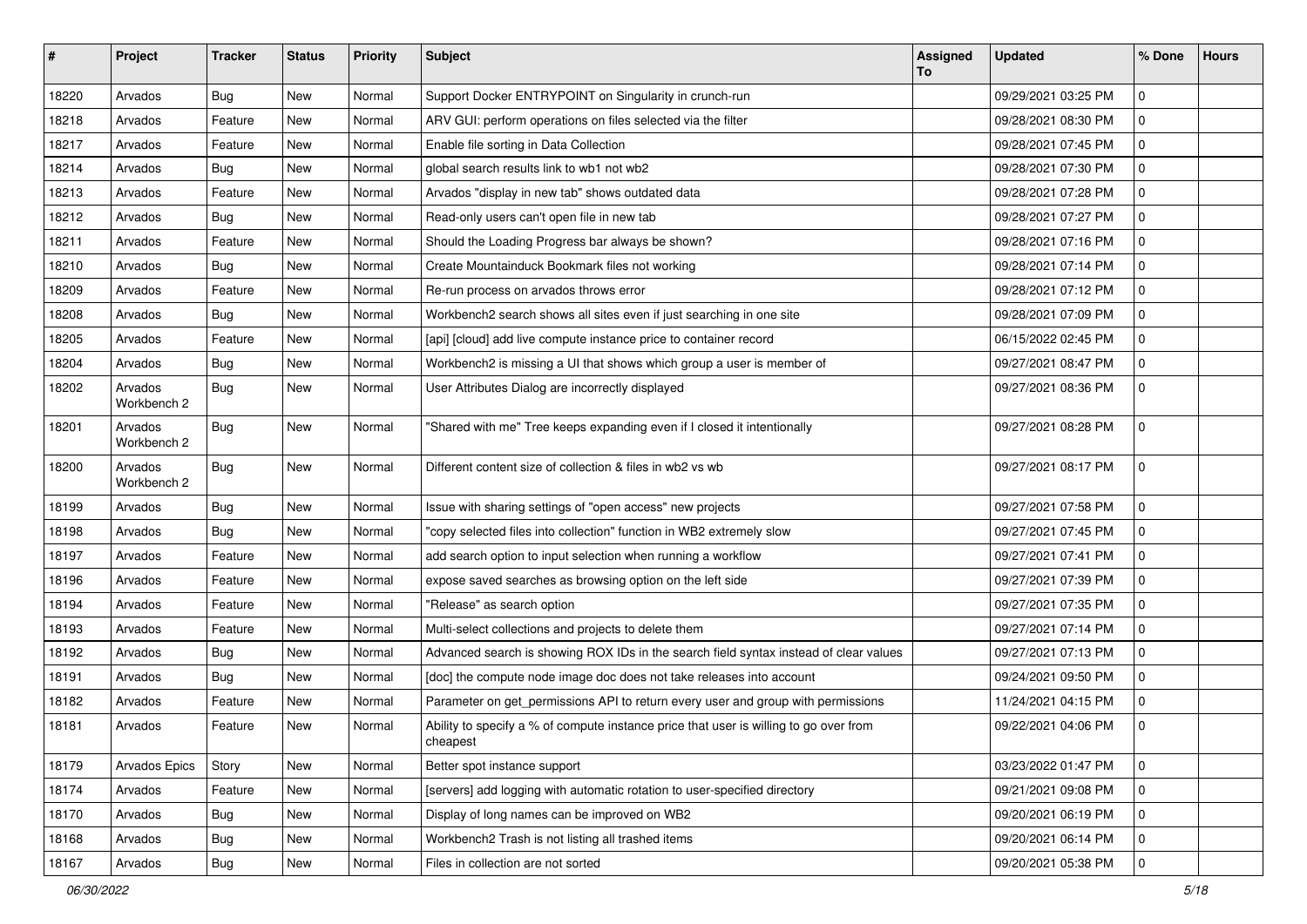| # | Project | Tracker | Status | Priority | Subject | Assigned To | Updated | % Done | Hours |
|---|---|---|---|---|---|---|---|---|---|
| 18220 | Arvados | Bug | New | Normal | Support Docker ENTRYPOINT on Singularity in crunch-run | | 09/29/2021 03:25 PM | 0 | |
| 18218 | Arvados | Feature | New | Normal | ARV GUI: perform operations on files selected via the filter | | 09/28/2021 08:30 PM | 0 | |
| 18217 | Arvados | Feature | New | Normal | Enable file sorting in Data Collection | | 09/28/2021 07:45 PM | 0 | |
| 18214 | Arvados | Bug | New | Normal | global search results link to wb1 not wb2 | | 09/28/2021 07:30 PM | 0 | |
| 18213 | Arvados | Feature | New | Normal | Arvados "display in new tab" shows outdated data | | 09/28/2021 07:28 PM | 0 | |
| 18212 | Arvados | Bug | New | Normal | Read-only users can't open file in new tab | | 09/28/2021 07:27 PM | 0 | |
| 18211 | Arvados | Feature | New | Normal | Should the Loading Progress bar always be shown? | | 09/28/2021 07:16 PM | 0 | |
| 18210 | Arvados | Bug | New | Normal | Create Mountainduck Bookmark files not working | | 09/28/2021 07:14 PM | 0 | |
| 18209 | Arvados | Feature | New | Normal | Re-run process on arvados throws error | | 09/28/2021 07:12 PM | 0 | |
| 18208 | Arvados | Bug | New | Normal | Workbench2 search shows all sites even if just searching in one site | | 09/28/2021 07:09 PM | 0 | |
| 18205 | Arvados | Feature | New | Normal | [api] [cloud] add live compute instance price to container record | | 06/15/2022 02:45 PM | 0 | |
| 18204 | Arvados | Bug | New | Normal | Workbench2 is missing a UI that shows which group a user is member of | | 09/27/2021 08:47 PM | 0 | |
| 18202 | Arvados Workbench 2 | Bug | New | Normal | User Attributes Dialog are incorrectly displayed | | 09/27/2021 08:36 PM | 0 | |
| 18201 | Arvados Workbench 2 | Bug | New | Normal | "Shared with me" Tree keeps expanding even if I closed it intentionally | | 09/27/2021 08:28 PM | 0 | |
| 18200 | Arvados Workbench 2 | Bug | New | Normal | Different content size of collection & files in wb2 vs wb | | 09/27/2021 08:17 PM | 0 | |
| 18199 | Arvados | Bug | New | Normal | Issue with sharing settings of "open access" new projects | | 09/27/2021 07:58 PM | 0 | |
| 18198 | Arvados | Bug | New | Normal | "copy selected files into collection" function in WB2 extremely slow | | 09/27/2021 07:45 PM | 0 | |
| 18197 | Arvados | Feature | New | Normal | add search option to input selection when running a workflow | | 09/27/2021 07:41 PM | 0 | |
| 18196 | Arvados | Feature | New | Normal | expose saved searches as browsing option on the left side | | 09/27/2021 07:39 PM | 0 | |
| 18194 | Arvados | Feature | New | Normal | "Release" as search option | | 09/27/2021 07:35 PM | 0 | |
| 18193 | Arvados | Feature | New | Normal | Multi-select collections and projects to delete them | | 09/27/2021 07:14 PM | 0 | |
| 18192 | Arvados | Bug | New | Normal | Advanced search is showing ROX IDs in the search field syntax instead of clear values | | 09/27/2021 07:13 PM | 0 | |
| 18191 | Arvados | Bug | New | Normal | [doc] the compute node image doc does not take releases into account | | 09/24/2021 09:50 PM | 0 | |
| 18182 | Arvados | Feature | New | Normal | Parameter on get_permissions API to return every user and group with permissions | | 11/24/2021 04:15 PM | 0 | |
| 18181 | Arvados | Feature | New | Normal | Ability to specify a % of compute instance price that user is willing to go over from cheapest | | 09/22/2021 04:06 PM | 0 | |
| 18179 | Arvados Epics | Story | New | Normal | Better spot instance support | | 03/23/2022 01:47 PM | 0 | |
| 18174 | Arvados | Feature | New | Normal | [servers] add logging with automatic rotation to user-specified directory | | 09/21/2021 09:08 PM | 0 | |
| 18170 | Arvados | Bug | New | Normal | Display of long names can be improved on WB2 | | 09/20/2021 06:19 PM | 0 | |
| 18168 | Arvados | Bug | New | Normal | Workbench2 Trash is not listing all trashed items | | 09/20/2021 06:14 PM | 0 | |
| 18167 | Arvados | Bug | New | Normal | Files in collection are not sorted | | 09/20/2021 05:38 PM | 0 | |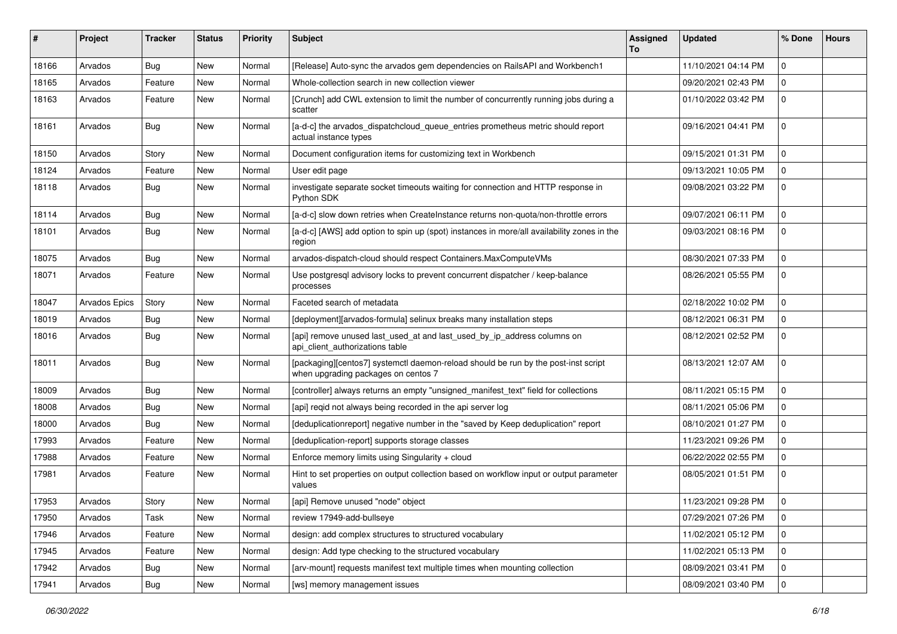| # | Project | Tracker | Status | Priority | Subject | Assigned To | Updated | % Done | Hours |
|---|---|---|---|---|---|---|---|---|---|
| 18166 | Arvados | Bug | New | Normal | [Release] Auto-sync the arvados gem dependencies on RailsAPI and Workbench1 | | 11/10/2021 04:14 PM | 0 | |
| 18165 | Arvados | Feature | New | Normal | Whole-collection search in new collection viewer | | 09/20/2021 02:43 PM | 0 | |
| 18163 | Arvados | Feature | New | Normal | [Crunch] add CWL extension to limit the number of concurrently running jobs during a scatter | | 01/10/2022 03:42 PM | 0 | |
| 18161 | Arvados | Bug | New | Normal | [a-d-c] the arvados_dispatchcloud_queue_entries prometheus metric should report actual instance types | | 09/16/2021 04:41 PM | 0 | |
| 18150 | Arvados | Story | New | Normal | Document configuration items for customizing text in Workbench | | 09/15/2021 01:31 PM | 0 | |
| 18124 | Arvados | Feature | New | Normal | User edit page | | 09/13/2021 10:05 PM | 0 | |
| 18118 | Arvados | Bug | New | Normal | investigate separate socket timeouts waiting for connection and HTTP response in Python SDK | | 09/08/2021 03:22 PM | 0 | |
| 18114 | Arvados | Bug | New | Normal | [a-d-c] slow down retries when CreateInstance returns non-quota/non-throttle errors | | 09/07/2021 06:11 PM | 0 | |
| 18101 | Arvados | Bug | New | Normal | [a-d-c] [AWS] add option to spin up (spot) instances in more/all availability zones in the region | | 09/03/2021 08:16 PM | 0 | |
| 18075 | Arvados | Bug | New | Normal | arvados-dispatch-cloud should respect Containers.MaxComputeVMs | | 08/30/2021 07:33 PM | 0 | |
| 18071 | Arvados | Feature | New | Normal | Use postgresql advisory locks to prevent concurrent dispatcher / keep-balance processes | | 08/26/2021 05:55 PM | 0 | |
| 18047 | Arvados Epics | Story | New | Normal | Faceted search of metadata | | 02/18/2022 10:02 PM | 0 | |
| 18019 | Arvados | Bug | New | Normal | [deployment][arvados-formula] selinux breaks many installation steps | | 08/12/2021 06:31 PM | 0 | |
| 18016 | Arvados | Bug | New | Normal | [api] remove unused last_used_at and last_used_by_ip_address columns on api_client_authorizations table | | 08/12/2021 02:52 PM | 0 | |
| 18011 | Arvados | Bug | New | Normal | [packaging][centos7] systemctl daemon-reload should be run by the post-inst script when upgrading packages on centos 7 | | 08/13/2021 12:07 AM | 0 | |
| 18009 | Arvados | Bug | New | Normal | [controller] always returns an empty "unsigned_manifest_text" field for collections | | 08/11/2021 05:15 PM | 0 | |
| 18008 | Arvados | Bug | New | Normal | [api] reqid not always being recorded in the api server log | | 08/11/2021 05:06 PM | 0 | |
| 18000 | Arvados | Bug | New | Normal | [deduplicationreport] negative number in the "saved by Keep deduplication" report | | 08/10/2021 01:27 PM | 0 | |
| 17993 | Arvados | Feature | New | Normal | [deduplication-report] supports storage classes | | 11/23/2021 09:26 PM | 0 | |
| 17988 | Arvados | Feature | New | Normal | Enforce memory limits using Singularity + cloud | | 06/22/2022 02:55 PM | 0 | |
| 17981 | Arvados | Feature | New | Normal | Hint to set properties on output collection based on workflow input or output parameter values | | 08/05/2021 01:51 PM | 0 | |
| 17953 | Arvados | Story | New | Normal | [api] Remove unused "node" object | | 11/23/2021 09:28 PM | 0 | |
| 17950 | Arvados | Task | New | Normal | review 17949-add-bullseye | | 07/29/2021 07:26 PM | 0 | |
| 17946 | Arvados | Feature | New | Normal | design: add complex structures to structured vocabulary | | 11/02/2021 05:12 PM | 0 | |
| 17945 | Arvados | Feature | New | Normal | design: Add type checking to the structured vocabulary | | 11/02/2021 05:13 PM | 0 | |
| 17942 | Arvados | Bug | New | Normal | [arv-mount] requests manifest text multiple times when mounting collection | | 08/09/2021 03:41 PM | 0 | |
| 17941 | Arvados | Bug | New | Normal | [ws] memory management issues | | 08/09/2021 03:40 PM | 0 | |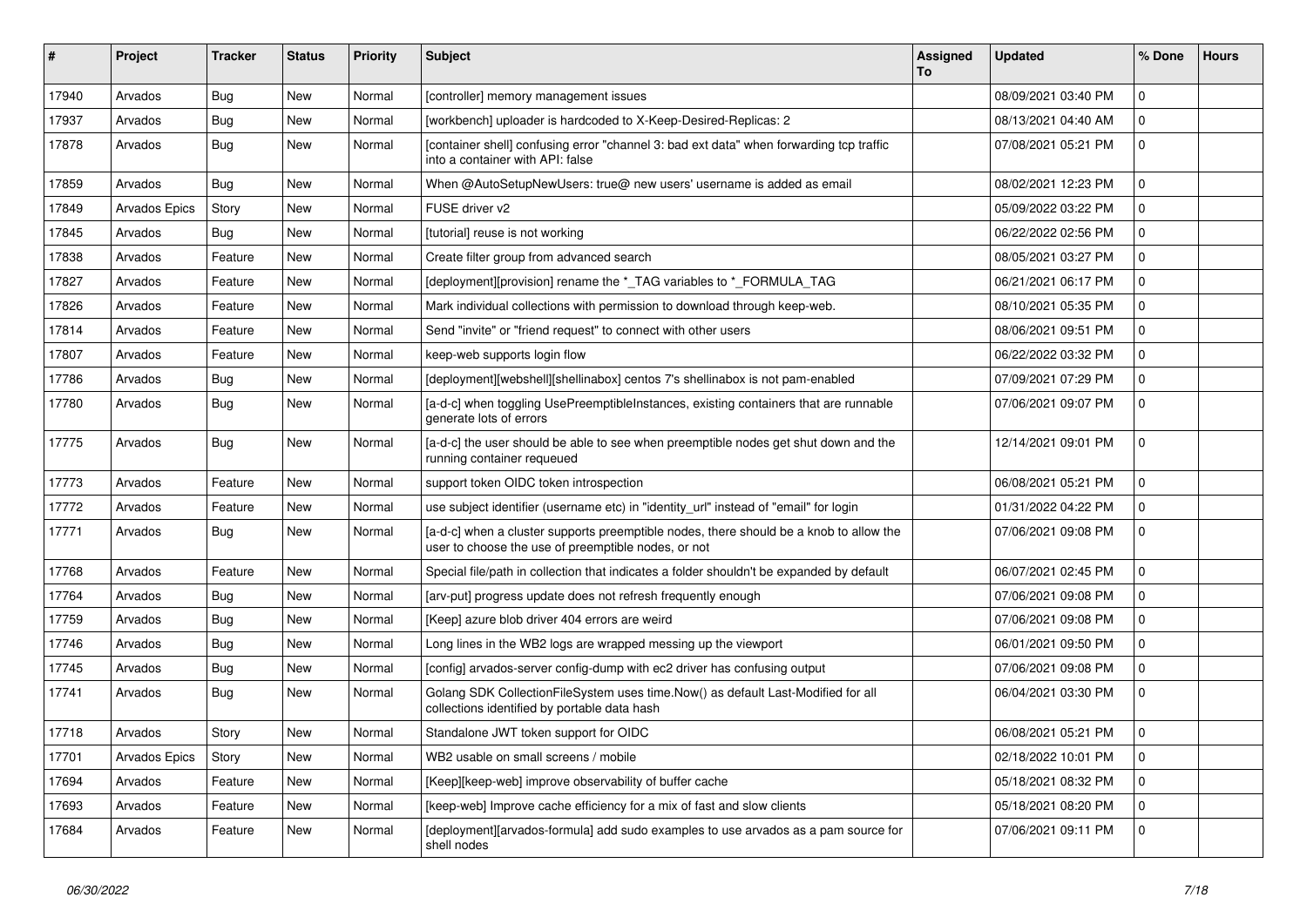| # | Project | Tracker | Status | Priority | Subject | Assigned To | Updated | % Done | Hours |
|---|---|---|---|---|---|---|---|---|---|
| 17940 | Arvados | Bug | New | Normal | [controller] memory management issues | | 08/09/2021 03:40 PM | 0 | |
| 17937 | Arvados | Bug | New | Normal | [workbench] uploader is hardcoded to X-Keep-Desired-Replicas: 2 | | 08/13/2021 04:40 AM | 0 | |
| 17878 | Arvados | Bug | New | Normal | [container shell] confusing error "channel 3: bad ext data" when forwarding tcp traffic into a container with API: false | | 07/08/2021 05:21 PM | 0 | |
| 17859 | Arvados | Bug | New | Normal | When @AutoSetupNewUsers: true@ new users' username is added as email | | 08/02/2021 12:23 PM | 0 | |
| 17849 | Arvados Epics | Story | New | Normal | FUSE driver v2 | | 05/09/2022 03:22 PM | 0 | |
| 17845 | Arvados | Bug | New | Normal | [tutorial] reuse is not working | | 06/22/2022 02:56 PM | 0 | |
| 17838 | Arvados | Feature | New | Normal | Create filter group from advanced search | | 08/05/2021 03:27 PM | 0 | |
| 17827 | Arvados | Feature | New | Normal | [deployment][provision] rename the *_TAG variables to *_FORMULA_TAG | | 06/21/2021 06:17 PM | 0 | |
| 17826 | Arvados | Feature | New | Normal | Mark individual collections with permission to download through keep-web. | | 08/10/2021 05:35 PM | 0 | |
| 17814 | Arvados | Feature | New | Normal | Send "invite" or "friend request" to connect with other users | | 08/06/2021 09:51 PM | 0 | |
| 17807 | Arvados | Feature | New | Normal | keep-web supports login flow | | 06/22/2022 03:32 PM | 0 | |
| 17786 | Arvados | Bug | New | Normal | [deployment][webshell][shellinabox] centos 7's shellinabox is not pam-enabled | | 07/09/2021 07:29 PM | 0 | |
| 17780 | Arvados | Bug | New | Normal | [a-d-c] when toggling UsePreemptibleInstances, existing containers that are runnable generate lots of errors | | 07/06/2021 09:07 PM | 0 | |
| 17775 | Arvados | Bug | New | Normal | [a-d-c] the user should be able to see when preemptible nodes get shut down and the running container requeued | | 12/14/2021 09:01 PM | 0 | |
| 17773 | Arvados | Feature | New | Normal | support token OIDC token introspection | | 06/08/2021 05:21 PM | 0 | |
| 17772 | Arvados | Feature | New | Normal | use subject identifier (username etc) in "identity_url" instead of "email" for login | | 01/31/2022 04:22 PM | 0 | |
| 17771 | Arvados | Bug | New | Normal | [a-d-c] when a cluster supports preemptible nodes, there should be a knob to allow the user to choose the use of preemptible nodes, or not | | 07/06/2021 09:08 PM | 0 | |
| 17768 | Arvados | Feature | New | Normal | Special file/path in collection that indicates a folder shouldn't be expanded by default | | 06/07/2021 02:45 PM | 0 | |
| 17764 | Arvados | Bug | New | Normal | [arv-put] progress update does not refresh frequently enough | | 07/06/2021 09:08 PM | 0 | |
| 17759 | Arvados | Bug | New | Normal | [Keep] azure blob driver 404 errors are weird | | 07/06/2021 09:08 PM | 0 | |
| 17746 | Arvados | Bug | New | Normal | Long lines in the WB2 logs are wrapped messing up the viewport | | 06/01/2021 09:50 PM | 0 | |
| 17745 | Arvados | Bug | New | Normal | [config] arvados-server config-dump with ec2 driver has confusing output | | 07/06/2021 09:08 PM | 0 | |
| 17741 | Arvados | Bug | New | Normal | Golang SDK CollectionFileSystem uses time.Now() as default Last-Modified for all collections identified by portable data hash | | 06/04/2021 03:30 PM | 0 | |
| 17718 | Arvados | Story | New | Normal | Standalone JWT token support for OIDC | | 06/08/2021 05:21 PM | 0 | |
| 17701 | Arvados Epics | Story | New | Normal | WB2 usable on small screens / mobile | | 02/18/2022 10:01 PM | 0 | |
| 17694 | Arvados | Feature | New | Normal | [Keep][keep-web] improve observability of buffer cache | | 05/18/2021 08:32 PM | 0 | |
| 17693 | Arvados | Feature | New | Normal | [keep-web] Improve cache efficiency for a mix of fast and slow clients | | 05/18/2021 08:20 PM | 0 | |
| 17684 | Arvados | Feature | New | Normal | [deployment][arvados-formula] add sudo examples to use arvados as a pam source for shell nodes | | 07/06/2021 09:11 PM | 0 | |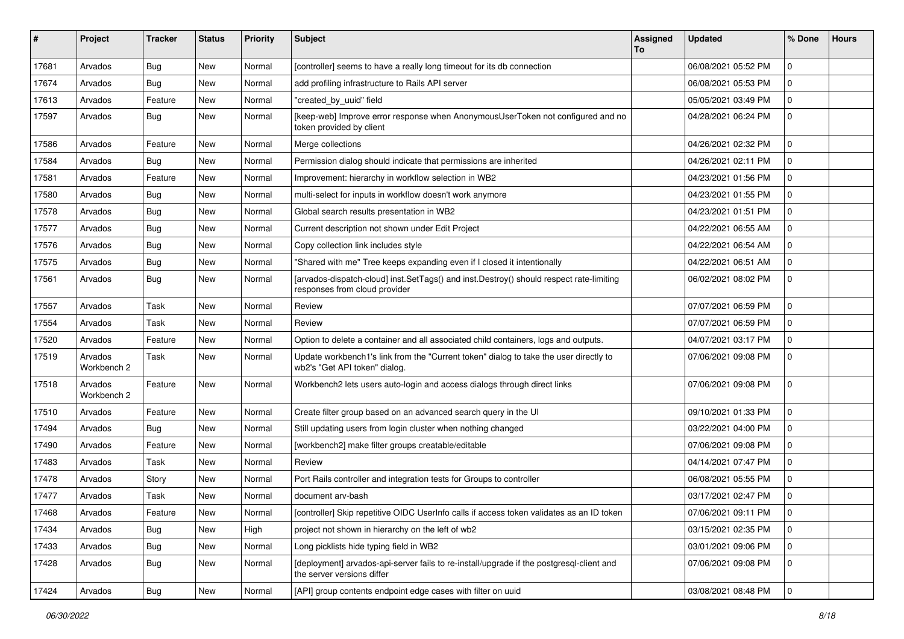| # | Project | Tracker | Status | Priority | Subject | Assigned To | Updated | % Done | Hours |
|---|---|---|---|---|---|---|---|---|---|
| 17681 | Arvados | Bug | New | Normal | [controller] seems to have a really long timeout for its db connection | | 06/08/2021 05:52 PM | 0 | |
| 17674 | Arvados | Bug | New | Normal | add profiling infrastructure to Rails API server | | 06/08/2021 05:53 PM | 0 | |
| 17613 | Arvados | Feature | New | Normal | "created_by_uuid" field | | 05/05/2021 03:49 PM | 0 | |
| 17597 | Arvados | Bug | New | Normal | [keep-web] Improve error response when AnonymousUserToken not configured and no token provided by client | | 04/28/2021 06:24 PM | 0 | |
| 17586 | Arvados | Feature | New | Normal | Merge collections | | 04/26/2021 02:32 PM | 0 | |
| 17584 | Arvados | Bug | New | Normal | Permission dialog should indicate that permissions are inherited | | 04/26/2021 02:11 PM | 0 | |
| 17581 | Arvados | Feature | New | Normal | Improvement: hierarchy in workflow selection in WB2 | | 04/23/2021 01:56 PM | 0 | |
| 17580 | Arvados | Bug | New | Normal | multi-select for inputs in workflow doesn't work anymore | | 04/23/2021 01:55 PM | 0 | |
| 17578 | Arvados | Bug | New | Normal | Global search results presentation in WB2 | | 04/23/2021 01:51 PM | 0 | |
| 17577 | Arvados | Bug | New | Normal | Current description not shown under Edit Project | | 04/22/2021 06:55 AM | 0 | |
| 17576 | Arvados | Bug | New | Normal | Copy collection link includes style | | 04/22/2021 06:54 AM | 0 | |
| 17575 | Arvados | Bug | New | Normal | "Shared with me" Tree keeps expanding even if I closed it intentionally | | 04/22/2021 06:51 AM | 0 | |
| 17561 | Arvados | Bug | New | Normal | [arvados-dispatch-cloud] inst.SetTags() and inst.Destroy() should respect rate-limiting responses from cloud provider | | 06/02/2021 08:02 PM | 0 | |
| 17557 | Arvados | Task | New | Normal | Review | | 07/07/2021 06:59 PM | 0 | |
| 17554 | Arvados | Task | New | Normal | Review | | 07/07/2021 06:59 PM | 0 | |
| 17520 | Arvados | Feature | New | Normal | Option to delete a container and all associated child containers, logs and outputs. | | 04/07/2021 03:17 PM | 0 | |
| 17519 | Arvados Workbench 2 | Task | New | Normal | Update workbench1's link from the "Current token" dialog to take the user directly to wb2's "Get API token" dialog. | | 07/06/2021 09:08 PM | 0 | |
| 17518 | Arvados Workbench 2 | Feature | New | Normal | Workbench2 lets users auto-login and access dialogs through direct links | | 07/06/2021 09:08 PM | 0 | |
| 17510 | Arvados | Feature | New | Normal | Create filter group based on an advanced search query in the UI | | 09/10/2021 01:33 PM | 0 | |
| 17494 | Arvados | Bug | New | Normal | Still updating users from login cluster when nothing changed | | 03/22/2021 04:00 PM | 0 | |
| 17490 | Arvados | Feature | New | Normal | [workbench2] make filter groups creatable/editable | | 07/06/2021 09:08 PM | 0 | |
| 17483 | Arvados | Task | New | Normal | Review | | 04/14/2021 07:47 PM | 0 | |
| 17478 | Arvados | Story | New | Normal | Port Rails controller and integration tests for Groups to controller | | 06/08/2021 05:55 PM | 0 | |
| 17477 | Arvados | Task | New | Normal | document arv-bash | | 03/17/2021 02:47 PM | 0 | |
| 17468 | Arvados | Feature | New | Normal | [controller] Skip repetitive OIDC UserInfo calls if access token validates as an ID token | | 07/06/2021 09:11 PM | 0 | |
| 17434 | Arvados | Bug | New | High | project not shown in hierarchy on the left of wb2 | | 03/15/2021 02:35 PM | 0 | |
| 17433 | Arvados | Bug | New | Normal | Long picklists hide typing field in WB2 | | 03/01/2021 09:06 PM | 0 | |
| 17428 | Arvados | Bug | New | Normal | [deployment] arvados-api-server fails to re-install/upgrade if the postgresql-client and the server versions differ | | 07/06/2021 09:08 PM | 0 | |
| 17424 | Arvados | Bug | New | Normal | [API] group contents endpoint edge cases with filter on uuid | | 03/08/2021 08:48 PM | 0 | |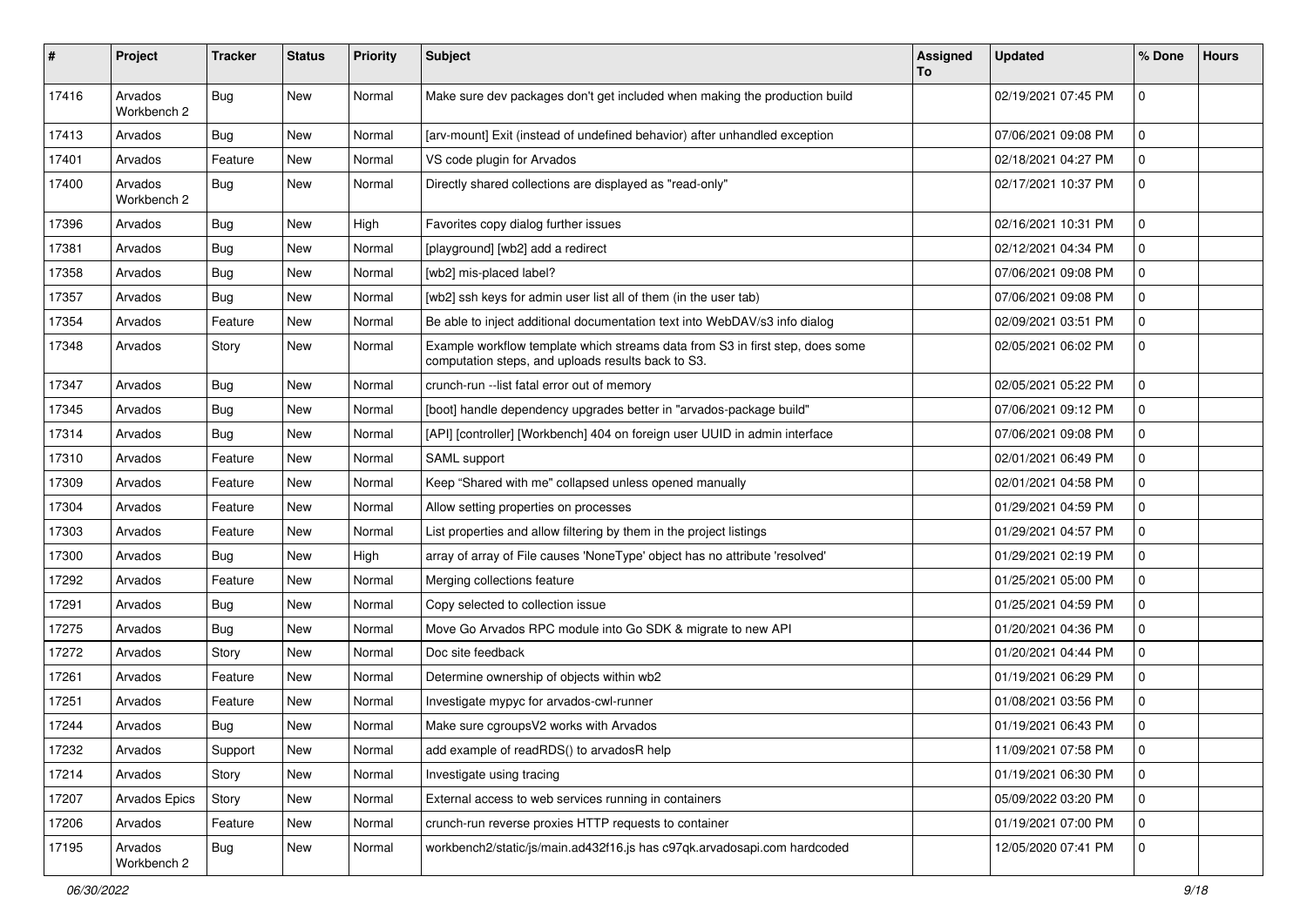| # | Project | Tracker | Status | Priority | Subject | Assigned To | Updated | % Done | Hours |
|---|---|---|---|---|---|---|---|---|---|
| 17416 | Arvados Workbench 2 | Bug | New | Normal | Make sure dev packages don't get included when making the production build | | 02/19/2021 07:45 PM | 0 | |
| 17413 | Arvados | Bug | New | Normal | [arv-mount] Exit (instead of undefined behavior) after unhandled exception | | 07/06/2021 09:08 PM | 0 | |
| 17401 | Arvados | Feature | New | Normal | VS code plugin for Arvados | | 02/18/2021 04:27 PM | 0 | |
| 17400 | Arvados Workbench 2 | Bug | New | Normal | Directly shared collections are displayed as "read-only" | | 02/17/2021 10:37 PM | 0 | |
| 17396 | Arvados | Bug | New | High | Favorites copy dialog further issues | | 02/16/2021 10:31 PM | 0 | |
| 17381 | Arvados | Bug | New | Normal | [playground] [wb2] add a redirect | | 02/12/2021 04:34 PM | 0 | |
| 17358 | Arvados | Bug | New | Normal | [wb2] mis-placed label? | | 07/06/2021 09:08 PM | 0 | |
| 17357 | Arvados | Bug | New | Normal | [wb2] ssh keys for admin user list all of them (in the user tab) | | 07/06/2021 09:08 PM | 0 | |
| 17354 | Arvados | Feature | New | Normal | Be able to inject additional documentation text into WebDAV/s3 info dialog | | 02/09/2021 03:51 PM | 0 | |
| 17348 | Arvados | Story | New | Normal | Example workflow template which streams data from S3 in first step, does some computation steps, and uploads results back to S3. | | 02/05/2021 06:02 PM | 0 | |
| 17347 | Arvados | Bug | New | Normal | crunch-run --list fatal error out of memory | | 02/05/2021 05:22 PM | 0 | |
| 17345 | Arvados | Bug | New | Normal | [boot] handle dependency upgrades better in "arvados-package build" | | 07/06/2021 09:12 PM | 0 | |
| 17314 | Arvados | Bug | New | Normal | [API] [controller] [Workbench] 404 on foreign user UUID in admin interface | | 07/06/2021 09:08 PM | 0 | |
| 17310 | Arvados | Feature | New | Normal | SAML support | | 02/01/2021 06:49 PM | 0 | |
| 17309 | Arvados | Feature | New | Normal | Keep "Shared with me" collapsed unless opened manually | | 02/01/2021 04:58 PM | 0 | |
| 17304 | Arvados | Feature | New | Normal | Allow setting properties on processes | | 01/29/2021 04:59 PM | 0 | |
| 17303 | Arvados | Feature | New | Normal | List properties and allow filtering by them in the project listings | | 01/29/2021 04:57 PM | 0 | |
| 17300 | Arvados | Bug | New | High | array of array of File causes 'NoneType' object has no attribute 'resolved' | | 01/29/2021 02:19 PM | 0 | |
| 17292 | Arvados | Feature | New | Normal | Merging collections feature | | 01/25/2021 05:00 PM | 0 | |
| 17291 | Arvados | Bug | New | Normal | Copy selected to collection issue | | 01/25/2021 04:59 PM | 0 | |
| 17275 | Arvados | Bug | New | Normal | Move Go Arvados RPC module into Go SDK & migrate to new API | | 01/20/2021 04:36 PM | 0 | |
| 17272 | Arvados | Story | New | Normal | Doc site feedback | | 01/20/2021 04:44 PM | 0 | |
| 17261 | Arvados | Feature | New | Normal | Determine ownership of objects within wb2 | | 01/19/2021 06:29 PM | 0 | |
| 17251 | Arvados | Feature | New | Normal | Investigate mypyc for arvados-cwl-runner | | 01/08/2021 03:56 PM | 0 | |
| 17244 | Arvados | Bug | New | Normal | Make sure cgroupsV2 works with Arvados | | 01/19/2021 06:43 PM | 0 | |
| 17232 | Arvados | Support | New | Normal | add example of readRDS() to arvadosR help | | 11/09/2021 07:58 PM | 0 | |
| 17214 | Arvados | Story | New | Normal | Investigate using tracing | | 01/19/2021 06:30 PM | 0 | |
| 17207 | Arvados Epics | Story | New | Normal | External access to web services running in containers | | 05/09/2022 03:20 PM | 0 | |
| 17206 | Arvados | Feature | New | Normal | crunch-run reverse proxies HTTP requests to container | | 01/19/2021 07:00 PM | 0 | |
| 17195 | Arvados Workbench 2 | Bug | New | Normal | workbench2/static/js/main.ad432f16.js has c97qk.arvadosapi.com hardcoded | | 12/05/2020 07:41 PM | 0 | |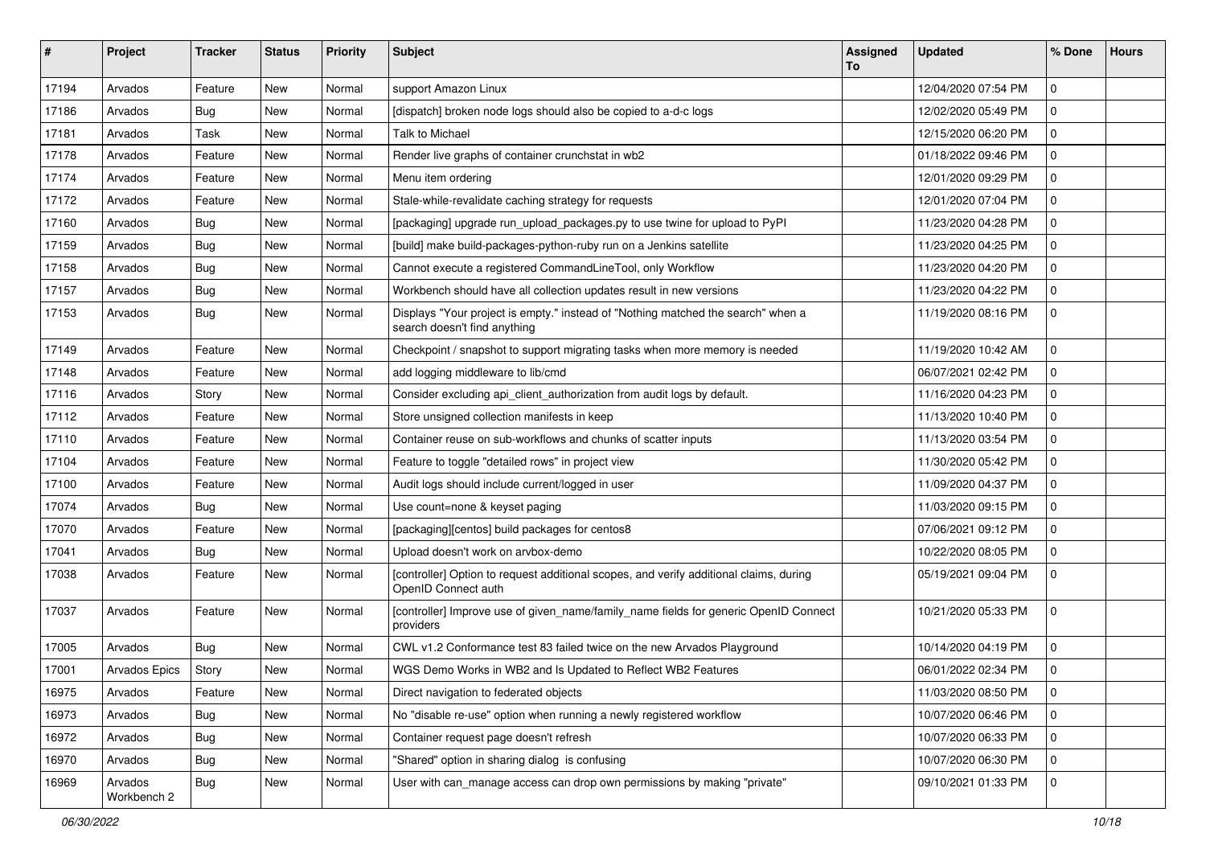| # | Project | Tracker | Status | Priority | Subject | Assigned To | Updated | % Done | Hours |
|---|---|---|---|---|---|---|---|---|---|
| 17194 | Arvados | Feature | New | Normal | support Amazon Linux | | 12/04/2020 07:54 PM | 0 | |
| 17186 | Arvados | Bug | New | Normal | [dispatch] broken node logs should also be copied to a-d-c logs | | 12/02/2020 05:49 PM | 0 | |
| 17181 | Arvados | Task | New | Normal | Talk to Michael | | 12/15/2020 06:20 PM | 0 | |
| 17178 | Arvados | Feature | New | Normal | Render live graphs of container crunchstat in wb2 | | 01/18/2022 09:46 PM | 0 | |
| 17174 | Arvados | Feature | New | Normal | Menu item ordering | | 12/01/2020 09:29 PM | 0 | |
| 17172 | Arvados | Feature | New | Normal | Stale-while-revalidate caching strategy for requests | | 12/01/2020 07:04 PM | 0 | |
| 17160 | Arvados | Bug | New | Normal | [packaging] upgrade run_upload_packages.py to use twine for upload to PyPI | | 11/23/2020 04:28 PM | 0 | |
| 17159 | Arvados | Bug | New | Normal | [build] make build-packages-python-ruby run on a Jenkins satellite | | 11/23/2020 04:25 PM | 0 | |
| 17158 | Arvados | Bug | New | Normal | Cannot execute a registered CommandLineTool, only Workflow | | 11/23/2020 04:20 PM | 0 | |
| 17157 | Arvados | Bug | New | Normal | Workbench should have all collection updates result in new versions | | 11/23/2020 04:22 PM | 0 | |
| 17153 | Arvados | Bug | New | Normal | Displays "Your project is empty." instead of "Nothing matched the search" when a search doesn't find anything | | 11/19/2020 08:16 PM | 0 | |
| 17149 | Arvados | Feature | New | Normal | Checkpoint / snapshot to support migrating tasks when more memory is needed | | 11/19/2020 10:42 AM | 0 | |
| 17148 | Arvados | Feature | New | Normal | add logging middleware to lib/cmd | | 06/07/2021 02:42 PM | 0 | |
| 17116 | Arvados | Story | New | Normal | Consider excluding api_client_authorization from audit logs by default. | | 11/16/2020 04:23 PM | 0 | |
| 17112 | Arvados | Feature | New | Normal | Store unsigned collection manifests in keep | | 11/13/2020 10:40 PM | 0 | |
| 17110 | Arvados | Feature | New | Normal | Container reuse on sub-workflows and chunks of scatter inputs | | 11/13/2020 03:54 PM | 0 | |
| 17104 | Arvados | Feature | New | Normal | Feature to toggle "detailed rows" in project view | | 11/30/2020 05:42 PM | 0 | |
| 17100 | Arvados | Feature | New | Normal | Audit logs should include current/logged in user | | 11/09/2020 04:37 PM | 0 | |
| 17074 | Arvados | Bug | New | Normal | Use count=none & keyset paging | | 11/03/2020 09:15 PM | 0 | |
| 17070 | Arvados | Feature | New | Normal | [packaging][centos] build packages for centos8 | | 07/06/2021 09:12 PM | 0 | |
| 17041 | Arvados | Bug | New | Normal | Upload doesn't work on arvbox-demo | | 10/22/2020 08:05 PM | 0 | |
| 17038 | Arvados | Feature | New | Normal | [controller] Option to request additional scopes, and verify additional claims, during OpenID Connect auth | | 05/19/2021 09:04 PM | 0 | |
| 17037 | Arvados | Feature | New | Normal | [controller] Improve use of given_name/family_name fields for generic OpenID Connect providers | | 10/21/2020 05:33 PM | 0 | |
| 17005 | Arvados | Bug | New | Normal | CWL v1.2 Conformance test 83 failed twice on the new Arvados Playground | | 10/14/2020 04:19 PM | 0 | |
| 17001 | Arvados Epics | Story | New | Normal | WGS Demo Works in WB2 and Is Updated to Reflect WB2 Features | | 06/01/2022 02:34 PM | 0 | |
| 16975 | Arvados | Feature | New | Normal | Direct navigation to federated objects | | 11/03/2020 08:50 PM | 0 | |
| 16973 | Arvados | Bug | New | Normal | No "disable re-use" option when running a newly registered workflow | | 10/07/2020 06:46 PM | 0 | |
| 16972 | Arvados | Bug | New | Normal | Container request page doesn't refresh | | 10/07/2020 06:33 PM | 0 | |
| 16970 | Arvados | Bug | New | Normal | "Shared" option in sharing dialog is confusing | | 10/07/2020 06:30 PM | 0 | |
| 16969 | Arvados Workbench 2 | Bug | New | Normal | User with can_manage access can drop own permissions by making "private" | | 09/10/2021 01:33 PM | 0 | |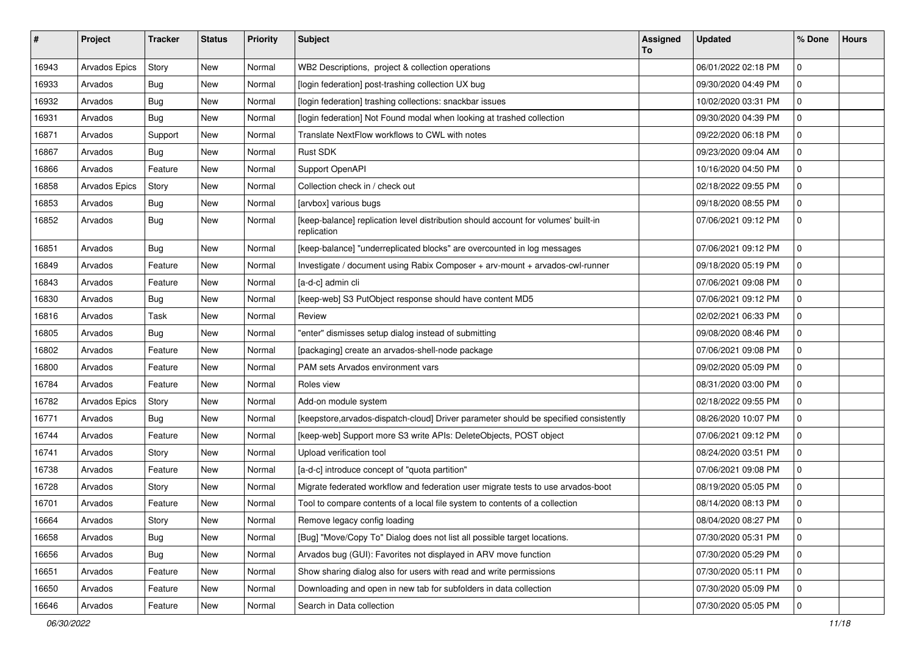| # | Project | Tracker | Status | Priority | Subject | Assigned To | Updated | % Done | Hours |
|---|---|---|---|---|---|---|---|---|---|
| 16943 | Arvados Epics | Story | New | Normal | WB2 Descriptions,  project & collection operations | | 06/01/2022 02:18 PM | 0 | |
| 16933 | Arvados | Bug | New | Normal | [login federation] post-trashing collection UX bug | | 09/30/2020 04:49 PM | 0 | |
| 16932 | Arvados | Bug | New | Normal | [login federation] trashing collections: snackbar issues | | 10/02/2020 03:31 PM | 0 | |
| 16931 | Arvados | Bug | New | Normal | [login federation] Not Found modal when looking at trashed collection | | 09/30/2020 04:39 PM | 0 | |
| 16871 | Arvados | Support | New | Normal | Translate NextFlow workflows to CWL with notes | | 09/22/2020 06:18 PM | 0 | |
| 16867 | Arvados | Bug | New | Normal | Rust SDK | | 09/23/2020 09:04 AM | 0 | |
| 16866 | Arvados | Feature | New | Normal | Support OpenAPI | | 10/16/2020 04:50 PM | 0 | |
| 16858 | Arvados Epics | Story | New | Normal | Collection check in / check out | | 02/18/2022 09:55 PM | 0 | |
| 16853 | Arvados | Bug | New | Normal | [arvbox] various bugs | | 09/18/2020 08:55 PM | 0 | |
| 16852 | Arvados | Bug | New | Normal | [keep-balance] replication level distribution should account for volumes' built-in replication | | 07/06/2021 09:12 PM | 0 | |
| 16851 | Arvados | Bug | New | Normal | [keep-balance] "underreplicated blocks" are overcounted in log messages | | 07/06/2021 09:12 PM | 0 | |
| 16849 | Arvados | Feature | New | Normal | Investigate / document using Rabix Composer + arv-mount + arvados-cwl-runner | | 09/18/2020 05:19 PM | 0 | |
| 16843 | Arvados | Feature | New | Normal | [a-d-c] admin cli | | 07/06/2021 09:08 PM | 0 | |
| 16830 | Arvados | Bug | New | Normal | [keep-web] S3 PutObject response should have content MD5 | | 07/06/2021 09:12 PM | 0 | |
| 16816 | Arvados | Task | New | Normal | Review | | 02/02/2021 06:33 PM | 0 | |
| 16805 | Arvados | Bug | New | Normal | "enter" dismisses setup dialog instead of submitting | | 09/08/2020 08:46 PM | 0 | |
| 16802 | Arvados | Feature | New | Normal | [packaging] create an arvados-shell-node package | | 07/06/2021 09:08 PM | 0 | |
| 16800 | Arvados | Feature | New | Normal | PAM sets Arvados environment vars | | 09/02/2020 05:09 PM | 0 | |
| 16784 | Arvados | Feature | New | Normal | Roles view | | 08/31/2020 03:00 PM | 0 | |
| 16782 | Arvados Epics | Story | New | Normal | Add-on module system | | 02/18/2022 09:55 PM | 0 | |
| 16771 | Arvados | Bug | New | Normal | [keepstore,arvados-dispatch-cloud] Driver parameter should be specified consistently | | 08/26/2020 10:07 PM | 0 | |
| 16744 | Arvados | Feature | New | Normal | [keep-web] Support more S3 write APIs: DeleteObjects, POST object | | 07/06/2021 09:12 PM | 0 | |
| 16741 | Arvados | Story | New | Normal | Upload verification tool | | 08/24/2020 03:51 PM | 0 | |
| 16738 | Arvados | Feature | New | Normal | [a-d-c] introduce concept of "quota partition" | | 07/06/2021 09:08 PM | 0 | |
| 16728 | Arvados | Story | New | Normal | Migrate federated workflow and federation user migrate tests to use arvados-boot | | 08/19/2020 05:05 PM | 0 | |
| 16701 | Arvados | Feature | New | Normal | Tool to compare contents of a local file system to contents of a collection | | 08/14/2020 08:13 PM | 0 | |
| 16664 | Arvados | Story | New | Normal | Remove legacy config loading | | 08/04/2020 08:27 PM | 0 | |
| 16658 | Arvados | Bug | New | Normal | [Bug] "Move/Copy To" Dialog does not list all possible target locations. | | 07/30/2020 05:31 PM | 0 | |
| 16656 | Arvados | Bug | New | Normal | Arvados bug (GUI): Favorites not displayed in ARV move function | | 07/30/2020 05:29 PM | 0 | |
| 16651 | Arvados | Feature | New | Normal | Show sharing dialog also for users with read and write permissions | | 07/30/2020 05:11 PM | 0 | |
| 16650 | Arvados | Feature | New | Normal | Downloading and open in new tab for subfolders in data collection | | 07/30/2020 05:09 PM | 0 | |
| 16646 | Arvados | Feature | New | Normal | Search in Data collection | | 07/30/2020 05:05 PM | 0 | |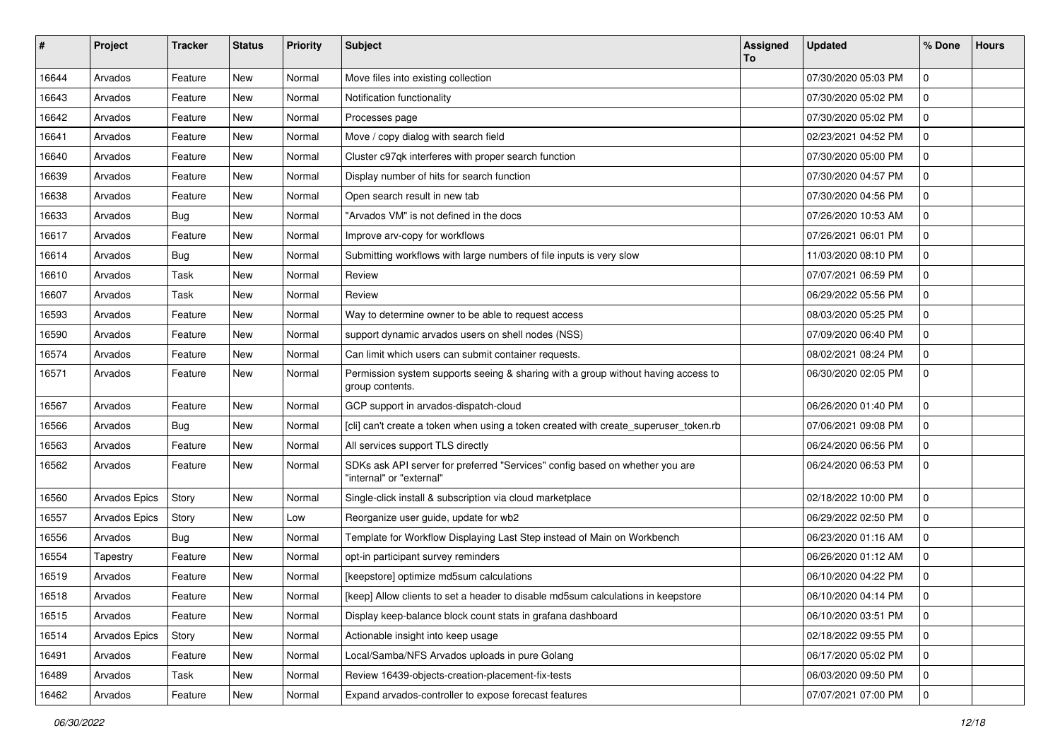| # | Project | Tracker | Status | Priority | Subject | Assigned To | Updated | % Done | Hours |
|---|---|---|---|---|---|---|---|---|---|
| 16644 | Arvados | Feature | New | Normal | Move files into existing collection | | 07/30/2020 05:03 PM | 0 | |
| 16643 | Arvados | Feature | New | Normal | Notification functionality | | 07/30/2020 05:02 PM | 0 | |
| 16642 | Arvados | Feature | New | Normal | Processes page | | 07/30/2020 05:02 PM | 0 | |
| 16641 | Arvados | Feature | New | Normal | Move / copy dialog with search field | | 02/23/2021 04:52 PM | 0 | |
| 16640 | Arvados | Feature | New | Normal | Cluster c97qk interferes with proper search function | | 07/30/2020 05:00 PM | 0 | |
| 16639 | Arvados | Feature | New | Normal | Display number of hits for search function | | 07/30/2020 04:57 PM | 0 | |
| 16638 | Arvados | Feature | New | Normal | Open search result in new tab | | 07/30/2020 04:56 PM | 0 | |
| 16633 | Arvados | Bug | New | Normal | "Arvados VM" is not defined in the docs | | 07/26/2020 10:53 AM | 0 | |
| 16617 | Arvados | Feature | New | Normal | Improve arv-copy for workflows | | 07/26/2021 06:01 PM | 0 | |
| 16614 | Arvados | Bug | New | Normal | Submitting workflows with large numbers of file inputs is very slow | | 11/03/2020 08:10 PM | 0 | |
| 16610 | Arvados | Task | New | Normal | Review | | 07/07/2021 06:59 PM | 0 | |
| 16607 | Arvados | Task | New | Normal | Review | | 06/29/2022 05:56 PM | 0 | |
| 16593 | Arvados | Feature | New | Normal | Way to determine owner to be able to request access | | 08/03/2020 05:25 PM | 0 | |
| 16590 | Arvados | Feature | New | Normal | support dynamic arvados users on shell nodes (NSS) | | 07/09/2020 06:40 PM | 0 | |
| 16574 | Arvados | Feature | New | Normal | Can limit which users can submit container requests. | | 08/02/2021 08:24 PM | 0 | |
| 16571 | Arvados | Feature | New | Normal | Permission system supports seeing & sharing with a group without having access to group contents. | | 06/30/2020 02:05 PM | 0 | |
| 16567 | Arvados | Feature | New | Normal | GCP support in arvados-dispatch-cloud | | 06/26/2020 01:40 PM | 0 | |
| 16566 | Arvados | Bug | New | Normal | [cli] can't create a token when using a token created with create_superuser_token.rb | | 07/06/2021 09:08 PM | 0 | |
| 16563 | Arvados | Feature | New | Normal | All services support TLS directly | | 06/24/2020 06:56 PM | 0 | |
| 16562 | Arvados | Feature | New | Normal | SDKs ask API server for preferred "Services" config based on whether you are "internal" or "external" | | 06/24/2020 06:53 PM | 0 | |
| 16560 | Arvados Epics | Story | New | Normal | Single-click install & subscription via cloud marketplace | | 02/18/2022 10:00 PM | 0 | |
| 16557 | Arvados Epics | Story | New | Low | Reorganize user guide, update for wb2 | | 06/29/2022 02:50 PM | 0 | |
| 16556 | Arvados | Bug | New | Normal | Template for Workflow Displaying Last Step instead of Main on Workbench | | 06/23/2020 01:16 AM | 0 | |
| 16554 | Tapestry | Feature | New | Normal | opt-in participant survey reminders | | 06/26/2020 01:12 AM | 0 | |
| 16519 | Arvados | Feature | New | Normal | [keepstore] optimize md5sum calculations | | 06/10/2020 04:22 PM | 0 | |
| 16518 | Arvados | Feature | New | Normal | [keep] Allow clients to set a header to disable md5sum calculations in keepstore | | 06/10/2020 04:14 PM | 0 | |
| 16515 | Arvados | Feature | New | Normal | Display keep-balance block count stats in grafana dashboard | | 06/10/2020 03:51 PM | 0 | |
| 16514 | Arvados Epics | Story | New | Normal | Actionable insight into keep usage | | 02/18/2022 09:55 PM | 0 | |
| 16491 | Arvados | Feature | New | Normal | Local/Samba/NFS Arvados uploads in pure Golang | | 06/17/2020 05:02 PM | 0 | |
| 16489 | Arvados | Task | New | Normal | Review 16439-objects-creation-placement-fix-tests | | 06/03/2020 09:50 PM | 0 | |
| 16462 | Arvados | Feature | New | Normal | Expand arvados-controller to expose forecast features | | 07/07/2021 07:00 PM | 0 | |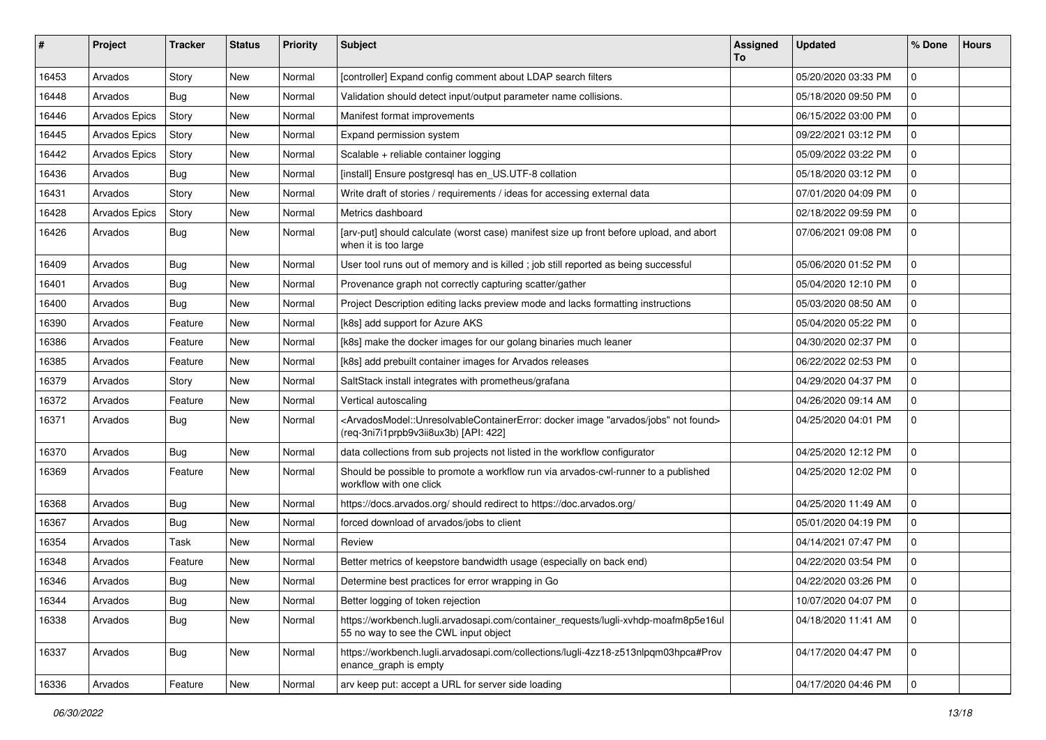| # | Project | Tracker | Status | Priority | Subject | Assigned To | Updated | % Done | Hours |
|---|---|---|---|---|---|---|---|---|---|
| 16453 | Arvados | Story | New | Normal | [controller] Expand config comment about LDAP search filters | | 05/20/2020 03:33 PM | 0 | |
| 16448 | Arvados | Bug | New | Normal | Validation should detect input/output parameter name collisions. | | 05/18/2020 09:50 PM | 0 | |
| 16446 | Arvados Epics | Story | New | Normal | Manifest format improvements | | 06/15/2022 03:00 PM | 0 | |
| 16445 | Arvados Epics | Story | New | Normal | Expand permission system | | 09/22/2021 03:12 PM | 0 | |
| 16442 | Arvados Epics | Story | New | Normal | Scalable + reliable container logging | | 05/09/2022 03:22 PM | 0 | |
| 16436 | Arvados | Bug | New | Normal | [install] Ensure postgresql has en_US.UTF-8 collation | | 05/18/2020 03:12 PM | 0 | |
| 16431 | Arvados | Story | New | Normal | Write draft of stories / requirements / ideas for accessing external data | | 07/01/2020 04:09 PM | 0 | |
| 16428 | Arvados Epics | Story | New | Normal | Metrics dashboard | | 02/18/2022 09:59 PM | 0 | |
| 16426 | Arvados | Bug | New | Normal | [arv-put] should calculate (worst case) manifest size up front before upload, and abort when it is too large | | 07/06/2021 09:08 PM | 0 | |
| 16409 | Arvados | Bug | New | Normal | User tool runs out of memory and is killed ; job still reported as being successful | | 05/06/2020 01:52 PM | 0 | |
| 16401 | Arvados | Bug | New | Normal | Provenance graph not correctly capturing scatter/gather | | 05/04/2020 12:10 PM | 0 | |
| 16400 | Arvados | Bug | New | Normal | Project Description editing lacks preview mode and lacks formatting instructions | | 05/03/2020 08:50 AM | 0 | |
| 16390 | Arvados | Feature | New | Normal | [k8s] add support for Azure AKS | | 05/04/2020 05:22 PM | 0 | |
| 16386 | Arvados | Feature | New | Normal | [k8s] make the docker images for our golang binaries much leaner | | 04/30/2020 02:37 PM | 0 | |
| 16385 | Arvados | Feature | New | Normal | [k8s] add prebuilt container images for Arvados releases | | 06/22/2022 02:53 PM | 0 | |
| 16379 | Arvados | Story | New | Normal | SaltStack install integrates with prometheus/grafana | | 04/29/2020 04:37 PM | 0 | |
| 16372 | Arvados | Feature | New | Normal | Vertical autoscaling | | 04/26/2020 09:14 AM | 0 | |
| 16371 | Arvados | Bug | New | Normal | <ArvadosModel::UnresolvableContainerError: docker image "arvados/jobs" not found> (req-3ni7i1prpb9v3ii8ux3b) [API: 422] | | 04/25/2020 04:01 PM | 0 | |
| 16370 | Arvados | Bug | New | Normal | data collections from sub projects not listed in the workflow configurator | | 04/25/2020 12:12 PM | 0 | |
| 16369 | Arvados | Feature | New | Normal | Should be possible to promote a workflow run via arvados-cwl-runner to a published workflow with one click | | 04/25/2020 12:02 PM | 0 | |
| 16368 | Arvados | Bug | New | Normal | https://docs.arvados.org/ should redirect to https://doc.arvados.org/ | | 04/25/2020 11:49 AM | 0 | |
| 16367 | Arvados | Bug | New | Normal | forced download of arvados/jobs to client | | 05/01/2020 04:19 PM | 0 | |
| 16354 | Arvados | Task | New | Normal | Review | | 04/14/2021 07:47 PM | 0 | |
| 16348 | Arvados | Feature | New | Normal | Better metrics of keepstore bandwidth usage (especially on back end) | | 04/22/2020 03:54 PM | 0 | |
| 16346 | Arvados | Bug | New | Normal | Determine best practices for error wrapping in Go | | 04/22/2020 03:26 PM | 0 | |
| 16344 | Arvados | Bug | New | Normal | Better logging of token rejection | | 10/07/2020 04:07 PM | 0 | |
| 16338 | Arvados | Bug | New | Normal | https://workbench.lugli.arvadosapi.com/container_requests/lugli-xvhdp-moafm8p5e16ul55 no way to see the CWL input object | | 04/18/2020 11:41 AM | 0 | |
| 16337 | Arvados | Bug | New | Normal | https://workbench.lugli.arvadosapi.com/collections/lugli-4zz18-z513nlpqm03hpca#Provenance_graph is empty | | 04/17/2020 04:47 PM | 0 | |
| 16336 | Arvados | Feature | New | Normal | arv keep put: accept a URL for server side loading | | 04/17/2020 04:46 PM | 0 | |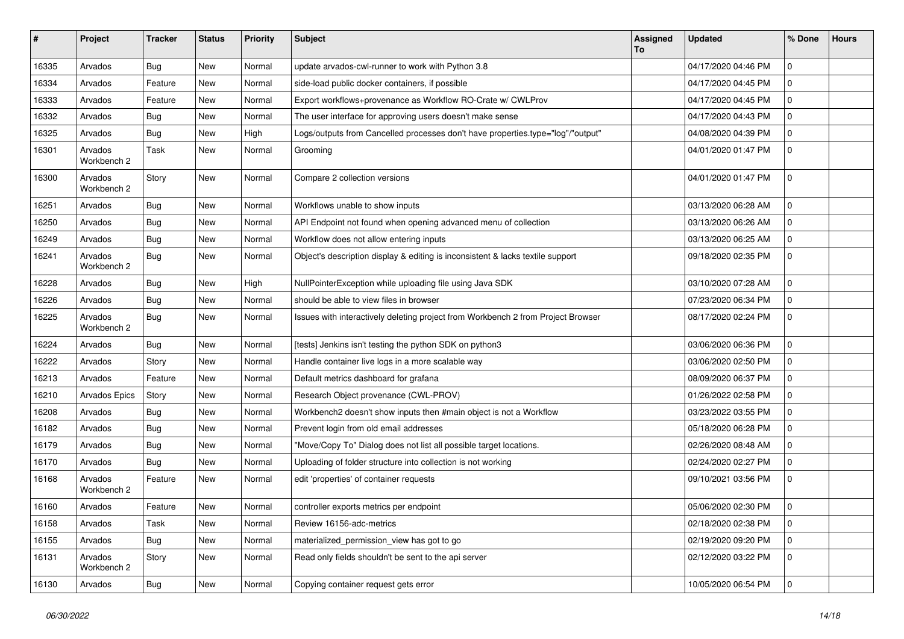| # | Project | Tracker | Status | Priority | Subject | Assigned To | Updated | % Done | Hours |
|---|---|---|---|---|---|---|---|---|---|
| 16335 | Arvados | Bug | New | Normal | update arvados-cwl-runner to work with Python 3.8 | | 04/17/2020 04:46 PM | 0 | |
| 16334 | Arvados | Feature | New | Normal | side-load public docker containers, if possible | | 04/17/2020 04:45 PM | 0 | |
| 16333 | Arvados | Feature | New | Normal | Export workflows+provenance as Workflow RO-Crate w/ CWLProv | | 04/17/2020 04:45 PM | 0 | |
| 16332 | Arvados | Bug | New | Normal | The user interface for approving users doesn't make sense | | 04/17/2020 04:43 PM | 0 | |
| 16325 | Arvados | Bug | New | High | Logs/outputs from Cancelled processes don't have properties.type="log"/"output" | | 04/08/2020 04:39 PM | 0 | |
| 16301 | Arvados Workbench 2 | Task | New | Normal | Grooming | | 04/01/2020 01:47 PM | 0 | |
| 16300 | Arvados Workbench 2 | Story | New | Normal | Compare 2 collection versions | | 04/01/2020 01:47 PM | 0 | |
| 16251 | Arvados | Bug | New | Normal | Workflows unable to show inputs | | 03/13/2020 06:28 AM | 0 | |
| 16250 | Arvados | Bug | New | Normal | API Endpoint not found when opening advanced menu of collection | | 03/13/2020 06:26 AM | 0 | |
| 16249 | Arvados | Bug | New | Normal | Workflow does not allow entering inputs | | 03/13/2020 06:25 AM | 0 | |
| 16241 | Arvados Workbench 2 | Bug | New | Normal | Object's description display & editing is inconsistent & lacks textile support | | 09/18/2020 02:35 PM | 0 | |
| 16228 | Arvados | Bug | New | High | NullPointerException while uploading file using Java SDK | | 03/10/2020 07:28 AM | 0 | |
| 16226 | Arvados | Bug | New | Normal | should be able to view files in browser | | 07/23/2020 06:34 PM | 0 | |
| 16225 | Arvados Workbench 2 | Bug | New | Normal | Issues with interactively deleting project from Workbench 2 from Project Browser | | 08/17/2020 02:24 PM | 0 | |
| 16224 | Arvados | Bug | New | Normal | [tests] Jenkins isn't testing the python SDK on python3 | | 03/06/2020 06:36 PM | 0 | |
| 16222 | Arvados | Story | New | Normal | Handle container live logs in a more scalable way | | 03/06/2020 02:50 PM | 0 | |
| 16213 | Arvados | Feature | New | Normal | Default metrics dashboard for grafana | | 08/09/2020 06:37 PM | 0 | |
| 16210 | Arvados Epics | Story | New | Normal | Research Object provenance (CWL-PROV) | | 01/26/2022 02:58 PM | 0 | |
| 16208 | Arvados | Bug | New | Normal | Workbench2 doesn't show inputs then #main object is not a Workflow | | 03/23/2022 03:55 PM | 0 | |
| 16182 | Arvados | Bug | New | Normal | Prevent login from old email addresses | | 05/18/2020 06:28 PM | 0 | |
| 16179 | Arvados | Bug | New | Normal | "Move/Copy To" Dialog does not list all possible target locations. | | 02/26/2020 08:48 AM | 0 | |
| 16170 | Arvados | Bug | New | Normal | Uploading of folder structure into collection is not working | | 02/24/2020 02:27 PM | 0 | |
| 16168 | Arvados Workbench 2 | Feature | New | Normal | edit 'properties' of container requests | | 09/10/2021 03:56 PM | 0 | |
| 16160 | Arvados | Feature | New | Normal | controller exports metrics per endpoint | | 05/06/2020 02:30 PM | 0 | |
| 16158 | Arvados | Task | New | Normal | Review 16156-adc-metrics | | 02/18/2020 02:38 PM | 0 | |
| 16155 | Arvados | Bug | New | Normal | materialized_permission_view has got to go | | 02/19/2020 09:20 PM | 0 | |
| 16131 | Arvados Workbench 2 | Story | New | Normal | Read only fields shouldn't be sent to the api server | | 02/12/2020 03:22 PM | 0 | |
| 16130 | Arvados | Bug | New | Normal | Copying container request gets error | | 10/05/2020 06:54 PM | 0 | |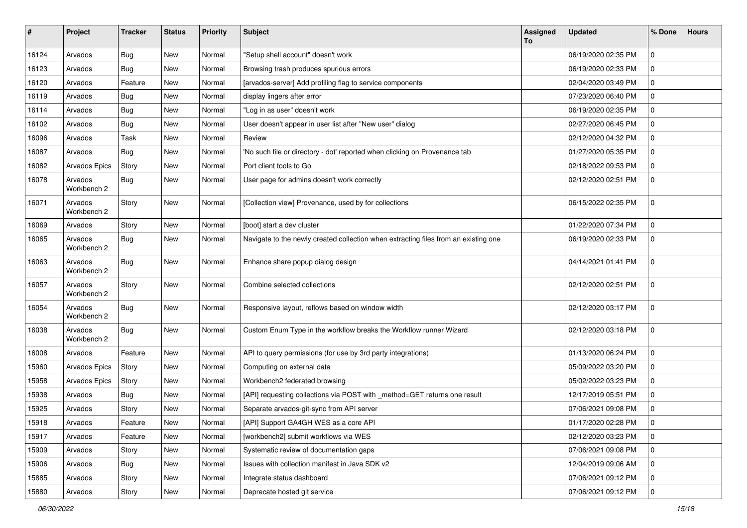| # | Project | Tracker | Status | Priority | Subject | Assigned To | Updated | % Done | Hours |
|---|---|---|---|---|---|---|---|---|---|
| 16124 | Arvados | Bug | New | Normal | "Setup shell account" doesn't work | | 06/19/2020 02:35 PM | 0 | |
| 16123 | Arvados | Bug | New | Normal | Browsing trash produces spurious errors | | 06/19/2020 02:33 PM | 0 | |
| 16120 | Arvados | Feature | New | Normal | [arvados-server] Add profiling flag to service components | | 02/04/2020 03:49 PM | 0 | |
| 16119 | Arvados | Bug | New | Normal | display lingers after error | | 07/23/2020 06:40 PM | 0 | |
| 16114 | Arvados | Bug | New | Normal | "Log in as user" doesn't work | | 06/19/2020 02:35 PM | 0 | |
| 16102 | Arvados | Bug | New | Normal | User doesn't appear in user list after "New user" dialog | | 02/27/2020 06:45 PM | 0 | |
| 16096 | Arvados | Task | New | Normal | Review | | 02/12/2020 04:32 PM | 0 | |
| 16087 | Arvados | Bug | New | Normal | 'No such file or directory - dot' reported when clicking on Provenance tab | | 01/27/2020 05:35 PM | 0 | |
| 16082 | Arvados Epics | Story | New | Normal | Port client tools to Go | | 02/18/2022 09:53 PM | 0 | |
| 16078 | Arvados Workbench 2 | Bug | New | Normal | User page for admins doesn't work correctly | | 02/12/2020 02:51 PM | 0 | |
| 16071 | Arvados Workbench 2 | Story | New | Normal | [Collection view] Provenance, used by for collections | | 06/15/2022 02:35 PM | 0 | |
| 16069 | Arvados | Story | New | Normal | [boot] start a dev cluster | | 01/22/2020 07:34 PM | 0 | |
| 16065 | Arvados Workbench 2 | Bug | New | Normal | Navigate to the newly created collection when extracting files from an existing one | | 06/19/2020 02:33 PM | 0 | |
| 16063 | Arvados Workbench 2 | Bug | New | Normal | Enhance share popup dialog design | | 04/14/2021 01:41 PM | 0 | |
| 16057 | Arvados Workbench 2 | Story | New | Normal | Combine selected collections | | 02/12/2020 02:51 PM | 0 | |
| 16054 | Arvados Workbench 2 | Bug | New | Normal | Responsive layout, reflows based on window width | | 02/12/2020 03:17 PM | 0 | |
| 16038 | Arvados Workbench 2 | Bug | New | Normal | Custom Enum Type in the workflow breaks the Workflow runner Wizard | | 02/12/2020 03:18 PM | 0 | |
| 16008 | Arvados | Feature | New | Normal | API to query permissions (for use by 3rd party integrations) | | 01/13/2020 06:24 PM | 0 | |
| 15960 | Arvados Epics | Story | New | Normal | Computing on external data | | 05/09/2022 03:20 PM | 0 | |
| 15958 | Arvados Epics | Story | New | Normal | Workbench2 federated browsing | | 05/02/2022 03:23 PM | 0 | |
| 15938 | Arvados | Bug | New | Normal | [API] requesting collections via POST with _method=GET returns one result | | 12/17/2019 05:51 PM | 0 | |
| 15925 | Arvados | Story | New | Normal | Separate arvados-git-sync from API server | | 07/06/2021 09:08 PM | 0 | |
| 15918 | Arvados | Feature | New | Normal | [API] Support GA4GH WES as a core API | | 01/17/2020 02:28 PM | 0 | |
| 15917 | Arvados | Feature | New | Normal | [workbench2] submit workflows via WES | | 02/12/2020 03:23 PM | 0 | |
| 15909 | Arvados | Story | New | Normal | Systematic review of documentation gaps | | 07/06/2021 09:08 PM | 0 | |
| 15906 | Arvados | Bug | New | Normal | Issues with collection manifest in Java SDK v2 | | 12/04/2019 09:06 AM | 0 | |
| 15885 | Arvados | Story | New | Normal | Integrate status dashboard | | 07/06/2021 09:12 PM | 0 | |
| 15880 | Arvados | Story | New | Normal | Deprecate hosted git service | | 07/06/2021 09:12 PM | 0 | |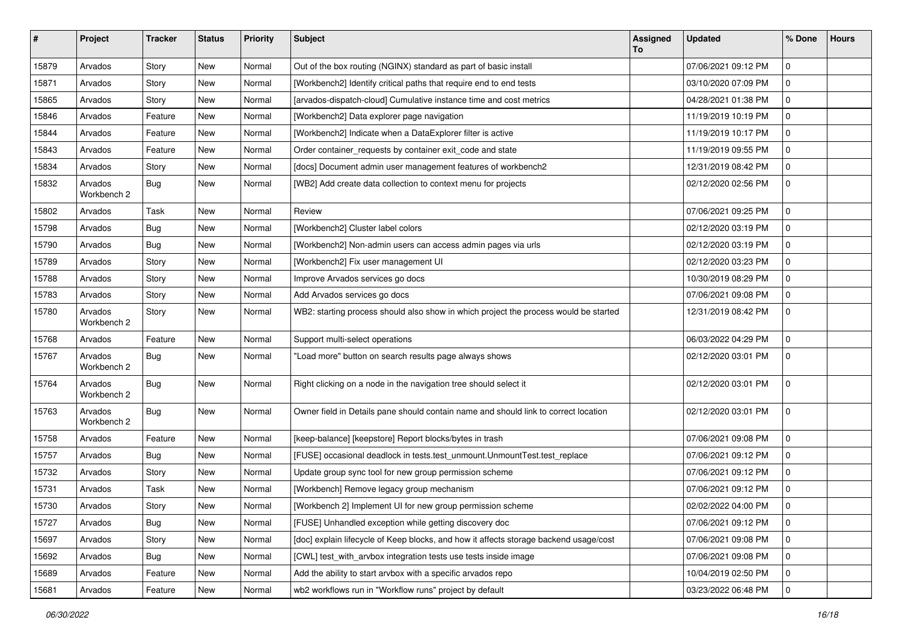| # | Project | Tracker | Status | Priority | Subject | Assigned To | Updated | % Done | Hours |
|---|---|---|---|---|---|---|---|---|---|
| 15879 | Arvados | Story | New | Normal | Out of the box routing (NGINX) standard as part of basic install | | 07/06/2021 09:12 PM | 0 | |
| 15871 | Arvados | Story | New | Normal | [Workbench2] Identify critical paths that require end to end tests | | 03/10/2020 07:09 PM | 0 | |
| 15865 | Arvados | Story | New | Normal | [arvados-dispatch-cloud] Cumulative instance time and cost metrics | | 04/28/2021 01:38 PM | 0 | |
| 15846 | Arvados | Feature | New | Normal | [Workbench2] Data explorer page navigation | | 11/19/2019 10:19 PM | 0 | |
| 15844 | Arvados | Feature | New | Normal | [Workbench2] Indicate when a DataExplorer filter is active | | 11/19/2019 10:17 PM | 0 | |
| 15843 | Arvados | Feature | New | Normal | Order container_requests by container exit_code and state | | 11/19/2019 09:55 PM | 0 | |
| 15834 | Arvados | Story | New | Normal | [docs] Document admin user management features of workbench2 | | 12/31/2019 08:42 PM | 0 | |
| 15832 | Arvados Workbench 2 | Bug | New | Normal | [WB2] Add create data collection to context menu for projects | | 02/12/2020 02:56 PM | 0 | |
| 15802 | Arvados | Task | New | Normal | Review | | 07/06/2021 09:25 PM | 0 | |
| 15798 | Arvados | Bug | New | Normal | [Workbench2] Cluster label colors | | 02/12/2020 03:19 PM | 0 | |
| 15790 | Arvados | Bug | New | Normal | [Workbench2] Non-admin users can access admin pages via urls | | 02/12/2020 03:19 PM | 0 | |
| 15789 | Arvados | Story | New | Normal | [Workbench2] Fix user management UI | | 02/12/2020 03:23 PM | 0 | |
| 15788 | Arvados | Story | New | Normal | Improve Arvados services go docs | | 10/30/2019 08:29 PM | 0 | |
| 15783 | Arvados | Story | New | Normal | Add Arvados services go docs | | 07/06/2021 09:08 PM | 0 | |
| 15780 | Arvados Workbench 2 | Story | New | Normal | WB2: starting process should also show in which project the process would be started | | 12/31/2019 08:42 PM | 0 | |
| 15768 | Arvados | Feature | New | Normal | Support multi-select operations | | 06/03/2022 04:29 PM | 0 | |
| 15767 | Arvados Workbench 2 | Bug | New | Normal | "Load more" button on search results page always shows | | 02/12/2020 03:01 PM | 0 | |
| 15764 | Arvados Workbench 2 | Bug | New | Normal | Right clicking on a node in the navigation tree should select it | | 02/12/2020 03:01 PM | 0 | |
| 15763 | Arvados Workbench 2 | Bug | New | Normal | Owner field in Details pane should contain name and should link to correct location | | 02/12/2020 03:01 PM | 0 | |
| 15758 | Arvados | Feature | New | Normal | [keep-balance] [keepstore] Report blocks/bytes in trash | | 07/06/2021 09:08 PM | 0 | |
| 15757 | Arvados | Bug | New | Normal | [FUSE] occasional deadlock in tests.test_unmount.UnmountTest.test_replace | | 07/06/2021 09:12 PM | 0 | |
| 15732 | Arvados | Story | New | Normal | Update group sync tool for new group permission scheme | | 07/06/2021 09:12 PM | 0 | |
| 15731 | Arvados | Task | New | Normal | [Workbench] Remove legacy group mechanism | | 07/06/2021 09:12 PM | 0 | |
| 15730 | Arvados | Story | New | Normal | [Workbench 2] Implement UI for new group permission scheme | | 02/02/2022 04:00 PM | 0 | |
| 15727 | Arvados | Bug | New | Normal | [FUSE] Unhandled exception while getting discovery doc | | 07/06/2021 09:12 PM | 0 | |
| 15697 | Arvados | Story | New | Normal | [doc] explain lifecycle of Keep blocks, and how it affects storage backend usage/cost | | 07/06/2021 09:08 PM | 0 | |
| 15692 | Arvados | Bug | New | Normal | [CWL] test_with_arvbox integration tests use tests inside image | | 07/06/2021 09:08 PM | 0 | |
| 15689 | Arvados | Feature | New | Normal | Add the ability to start arvbox with a specific arvados repo | | 10/04/2019 02:50 PM | 0 | |
| 15681 | Arvados | Feature | New | Normal | wb2 workflows run in "Workflow runs" project by default | | 03/23/2022 06:48 PM | 0 | |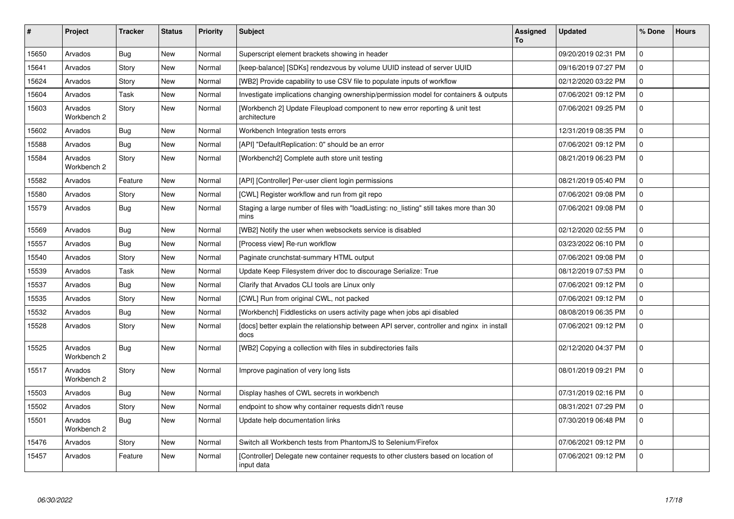| # | Project | Tracker | Status | Priority | Subject | Assigned To | Updated | % Done | Hours |
|---|---|---|---|---|---|---|---|---|---|
| 15650 | Arvados | Bug | New | Normal | Superscript element brackets showing in header | | 09/20/2019 02:31 PM | 0 | |
| 15641 | Arvados | Story | New | Normal | [keep-balance] [SDKs] rendezvous by volume UUID instead of server UUID | | 09/16/2019 07:27 PM | 0 | |
| 15624 | Arvados | Story | New | Normal | [WB2] Provide capability to use CSV file to populate inputs of workflow | | 02/12/2020 03:22 PM | 0 | |
| 15604 | Arvados | Task | New | Normal | Investigate implications changing ownership/permission model for containers & outputs | | 07/06/2021 09:12 PM | 0 | |
| 15603 | Arvados Workbench 2 | Story | New | Normal | [Workbench 2] Update Fileupload component to new error reporting & unit test architecture | | 07/06/2021 09:25 PM | 0 | |
| 15602 | Arvados | Bug | New | Normal | Workbench Integration tests errors | | 12/31/2019 08:35 PM | 0 | |
| 15588 | Arvados | Bug | New | Normal | [API] "DefaultReplication: 0" should be an error | | 07/06/2021 09:12 PM | 0 | |
| 15584 | Arvados Workbench 2 | Story | New | Normal | [Workbench2] Complete auth store unit testing | | 08/21/2019 06:23 PM | 0 | |
| 15582 | Arvados | Feature | New | Normal | [API] [Controller] Per-user client login permissions | | 08/21/2019 05:40 PM | 0 | |
| 15580 | Arvados | Story | New | Normal | [CWL] Register workflow and run from git repo | | 07/06/2021 09:08 PM | 0 | |
| 15579 | Arvados | Bug | New | Normal | Staging a large number of files with "loadListing: no_listing" still takes more than 30 mins | | 07/06/2021 09:08 PM | 0 | |
| 15569 | Arvados | Bug | New | Normal | [WB2] Notify the user when websockets service is disabled | | 02/12/2020 02:55 PM | 0 | |
| 15557 | Arvados | Bug | New | Normal | [Process view] Re-run workflow | | 03/23/2022 06:10 PM | 0 | |
| 15540 | Arvados | Story | New | Normal | Paginate crunchstat-summary HTML output | | 07/06/2021 09:08 PM | 0 | |
| 15539 | Arvados | Task | New | Normal | Update Keep Filesystem driver doc to discourage Serialize: True | | 08/12/2019 07:53 PM | 0 | |
| 15537 | Arvados | Bug | New | Normal | Clarify that Arvados CLI tools are Linux only | | 07/06/2021 09:12 PM | 0 | |
| 15535 | Arvados | Story | New | Normal | [CWL] Run from original CWL, not packed | | 07/06/2021 09:12 PM | 0 | |
| 15532 | Arvados | Bug | New | Normal | [Workbench] Fiddlesticks on users activity page when jobs api disabled | | 08/08/2019 06:35 PM | 0 | |
| 15528 | Arvados | Story | New | Normal | [docs] better explain the relationship between API server, controller and nginx in install docs | | 07/06/2021 09:12 PM | 0 | |
| 15525 | Arvados Workbench 2 | Bug | New | Normal | [WB2] Copying a collection with files in subdirectories fails | | 02/12/2020 04:37 PM | 0 | |
| 15517 | Arvados Workbench 2 | Story | New | Normal | Improve pagination of very long lists | | 08/01/2019 09:21 PM | 0 | |
| 15503 | Arvados | Bug | New | Normal | Display hashes of CWL secrets in workbench | | 07/31/2019 02:16 PM | 0 | |
| 15502 | Arvados | Story | New | Normal | endpoint to show why container requests didn't reuse | | 08/31/2021 07:29 PM | 0 | |
| 15501 | Arvados Workbench 2 | Bug | New | Normal | Update help documentation links | | 07/30/2019 06:48 PM | 0 | |
| 15476 | Arvados | Story | New | Normal | Switch all Workbench tests from PhantomJS to Selenium/Firefox | | 07/06/2021 09:12 PM | 0 | |
| 15457 | Arvados | Feature | New | Normal | [Controller] Delegate new container requests to other clusters based on location of input data | | 07/06/2021 09:12 PM | 0 | |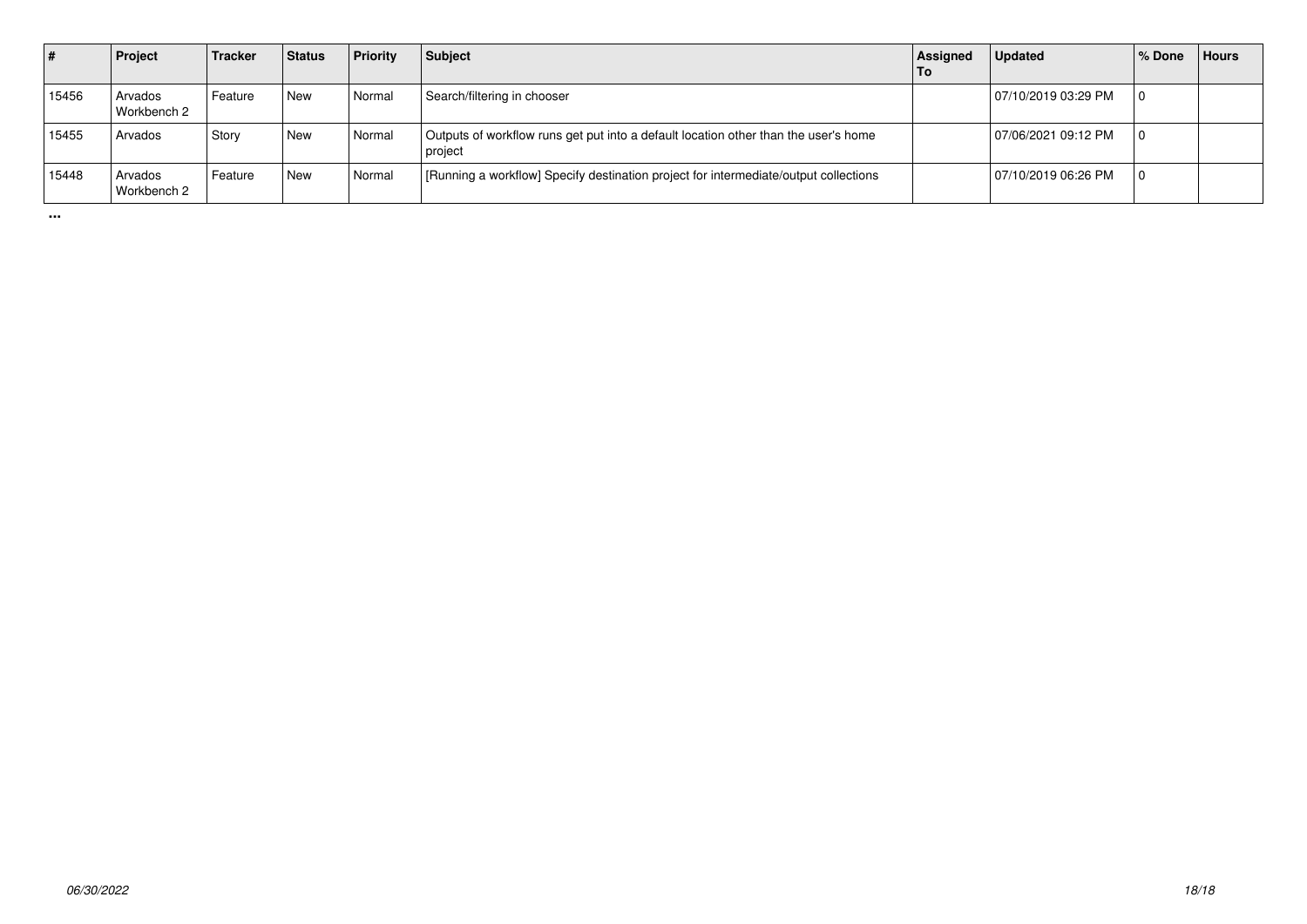| # | Project | Tracker | Status | Priority | Subject | Assigned To | Updated | % Done | Hours |
|---|---|---|---|---|---|---|---|---|---|
| 15456 | Arvados Workbench 2 | Feature | New | Normal | Search/filtering in chooser | | 07/10/2019 03:29 PM | 0 | |
| 15455 | Arvados | Story | New | Normal | Outputs of workflow runs get put into a default location other than the user's home project | | 07/06/2021 09:12 PM | 0 | |
| 15448 | Arvados Workbench 2 | Feature | New | Normal | [Running a workflow] Specify destination project for intermediate/output collections | | 07/10/2019 06:26 PM | 0 | |

...